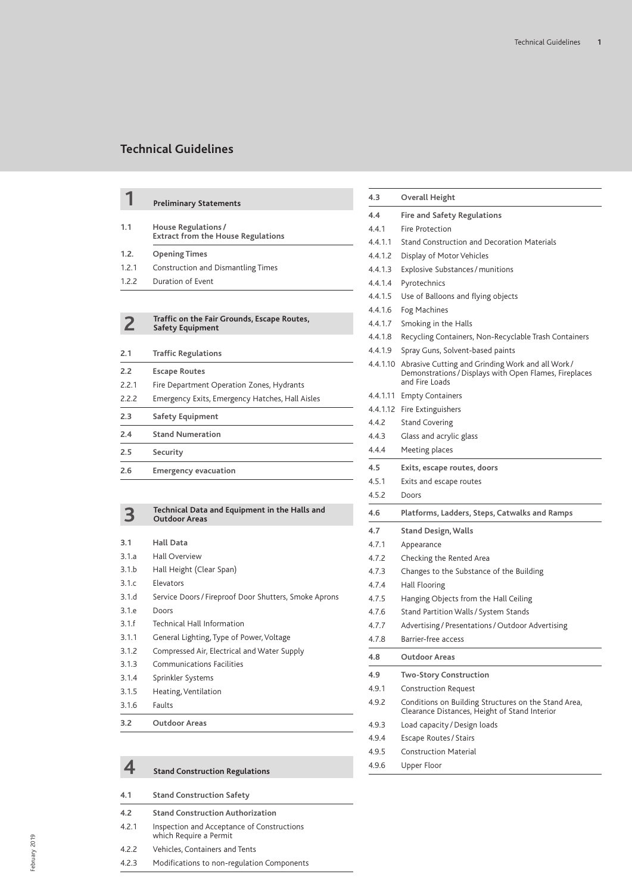# Technical Guidelines

## 1 Preliminary Statements

**1.1 House Regulations / Extract from the House Regulations**

**1.2. Opening Times**

1.2.1 Construction and Dismantling Times

1.2.2 Duration of Event

## 2 Traffic on the Fair Grounds, Escape Routes, Safety Equipment

**2.1 Traffic Regulations**

**2.2 Escape Routes**

2.2.1 Fire Department Operation Zones, Hydrants

2.2.2 Emergency Exits, Emergency Hatches, Hall Aisles

**2.3 Safety Equipment**

**2.4 Stand Numeration**

**2.5 Security**

**2.6 Emergency evacuation**

## 3 Technical Data and Equipment in the Halls and Outdoor Areas

**3.1 Hall Data**

3.1.a Hall Overview

3.1.b Hall Height (Clear Span)

3.1.c Elevators

3.1.d Service Doors / Fireproof Door Shutters, Smoke Aprons

3.1.e Doors

3.1.f Technical Hall Information

3.1.1 General Lighting, Type of Power, Voltage

3.1.2 Compressed Air, Electrical and Water Supply

3.1.3 Communications Facilities

3.1.4 Sprinkler Systems

3.1.5 Heating, Ventilation

3.1.6 Faults

**3.2 Outdoor Areas**

## 4 Stand Construction Regulations

**4.1 Stand Construction Safety**

**4.2 Stand Construction Authorization**

4.2.1 Inspection and Acceptance of Constructions which Require a Permit

4.2.2 Vehicles, Containers and Tents

4.2.3 Modifications to non-regulation Components

**4.3 Overall Height**

**4.4 Fire and Safety Regulations**

4.4.1 Fire Protection

4.4.1.1 Stand Construction and Decoration Materials

4.4.1.2 Display of Motor Vehicles

4.4.1.3 Explosive Substances / munitions

4.4.1.4 Pyrotechnics

4.4.1.5 Use of Balloons and flying objects

4.4.1.6 Fog Machines

4.4.1.7 Smoking in the Halls

4.4.1.8 Recycling Containers, Non-Recyclable Trash Containers

4.4.1.9 Spray Guns, Solvent-based paints

4.4.1.10 Abrasive Cutting and Grinding Work and all Work / Demonstrations / Displays with Open Flames, Fireplaces and Fire Loads

4.4.1.11 Empty Containers

4.4.1.12 Fire Extinguishers

4.4.2 Stand Covering

4.4.3 Glass and acrylic glass

4.4.4 Meeting places

**4.5 Exits, escape routes, doors**

4.5.1 Exits and escape routes

4.5.2 Doors

**4.6 Platforms, Ladders, Steps, Catwalks and Ramps**

**4.7 Stand Design, Walls**

4.7.1 Appearance

4.7.2 Checking the Rented Area

4.7.3 Changes to the Substance of the Building

4.7.4 Hall Flooring

4.7.5 Hanging Objects from the Hall Ceiling

4.7.6 Stand Partition Walls / System Stands

4.7.7 Advertising / Presentations / Outdoor Advertising

4.7.8 Barrier-free access

**4.8 Outdoor Areas**

**4.9 Two-Story Construction**

4.9.1 Construction Request

4.9.2 Conditions on Building Structures on the Stand Area, Clearance Distances, Height of Stand Interior

4.9.3 Load capacity / Design loads

4.9.4 Escape Routes / Stairs

4.9.5 Construction Material

4.9.6 Upper Floor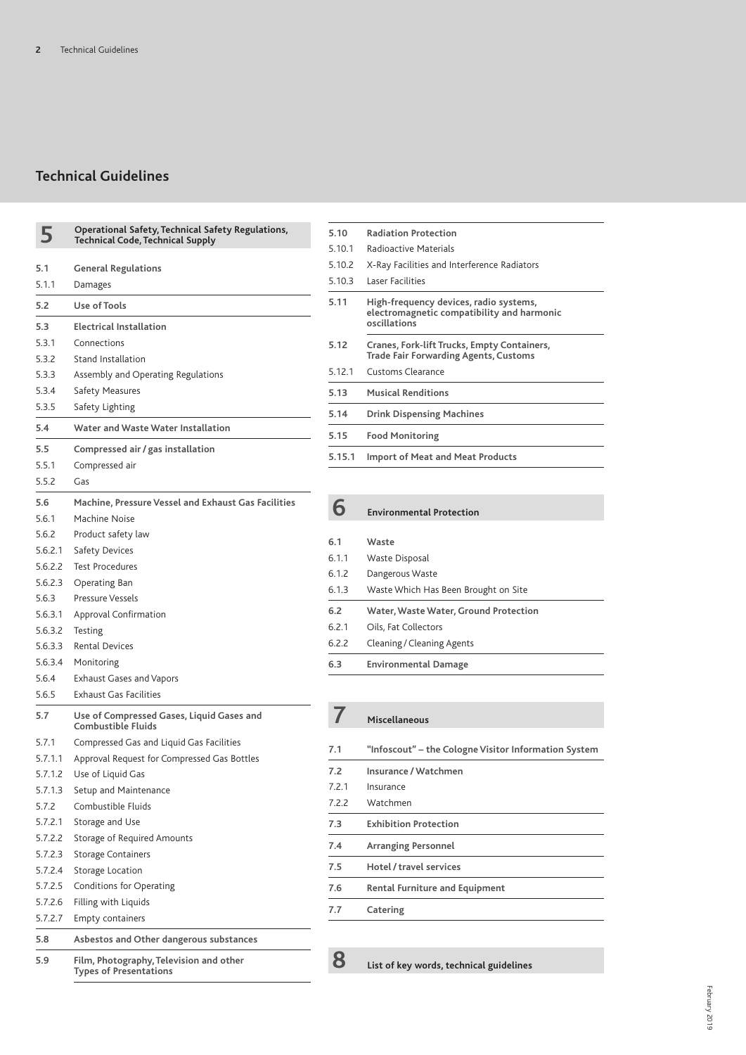# Technical Guidelines

## 5 Operational Safety, Technical Safety Regulations, Technical Code, Technical Supply

**5.1 General Regulations**
5.1.1 Damages

**5.2 Use of Tools**

**5.3 Electrical Installation**
5.3.1 Connections
5.3.2 Stand Installation
5.3.3 Assembly and Operating Regulations
5.3.4 Safety Measures
5.3.5 Safety Lighting

**5.4 Water and Waste Water Installation**

**5.5 Compressed air / gas installation**
5.5.1 Compressed air
5.5.2 Gas

**5.6 Machine, Pressure Vessel and Exhaust Gas Facilities**
5.6.1 Machine Noise
5.6.2 Product safety law
5.6.2.1 Safety Devices
5.6.2.2 Test Procedures
5.6.2.3 Operating Ban
5.6.3 Pressure Vessels
5.6.3.1 Approval Confirmation
5.6.3.2 Testing
5.6.3.3 Rental Devices
5.6.3.4 Monitoring
5.6.4 Exhaust Gases and Vapors
5.6.5 Exhaust Gas Facilities

**5.7 Use of Compressed Gases, Liquid Gases and Combustible Fluids**
5.7.1 Compressed Gas and Liquid Gas Facilities
5.7.1.1 Approval Request for Compressed Gas Bottles
5.7.1.2 Use of Liquid Gas
5.7.1.3 Setup and Maintenance
5.7.2 Combustible Fluids
5.7.2.1 Storage and Use
5.7.2.2 Storage of Required Amounts
5.7.2.3 Storage Containers
5.7.2.4 Storage Location
5.7.2.5 Conditions for Operating
5.7.2.6 Filling with Liquids
5.7.2.7 Empty containers

**5.8 Asbestos and Other dangerous substances**

**5.9 Film, Photography, Television and other Types of Presentations**

**5.10 Radiation Protection**
5.10.1 Radioactive Materials
5.10.2 X-Ray Facilities and Interference Radiators
5.10.3 Laser Facilities

**5.11 High-frequency devices, radio systems, electromagnetic compatibility and harmonic oscillations**

**5.12 Cranes, Fork-lift Trucks, Empty Containers, Trade Fair Forwarding Agents, Customs**
5.12.1 Customs Clearance

**5.13 Musical Renditions**

**5.14 Drink Dispensing Machines**

**5.15 Food Monitoring**

**5.15.1 Import of Meat and Meat Products**

## 6 Environmental Protection

**6.1 Waste**
6.1.1 Waste Disposal
6.1.2 Dangerous Waste
6.1.3 Waste Which Has Been Brought on Site

**6.2 Water, Waste Water, Ground Protection**
6.2.1 Oils, Fat Collectors
6.2.2 Cleaning / Cleaning Agents

**6.3 Environmental Damage**

## 7 Miscellaneous

**7.1 "Infoscout" – the Cologne Visitor Information System**

**7.2 Insurance / Watchmen**
7.2.1 Insurance
7.2.2 Watchmen

**7.3 Exhibition Protection**

**7.4 Arranging Personnel**

**7.5 Hotel / travel services**

**7.6 Rental Furniture and Equipment**

**7.7 Catering**

## 8 List of key words, technical guidelines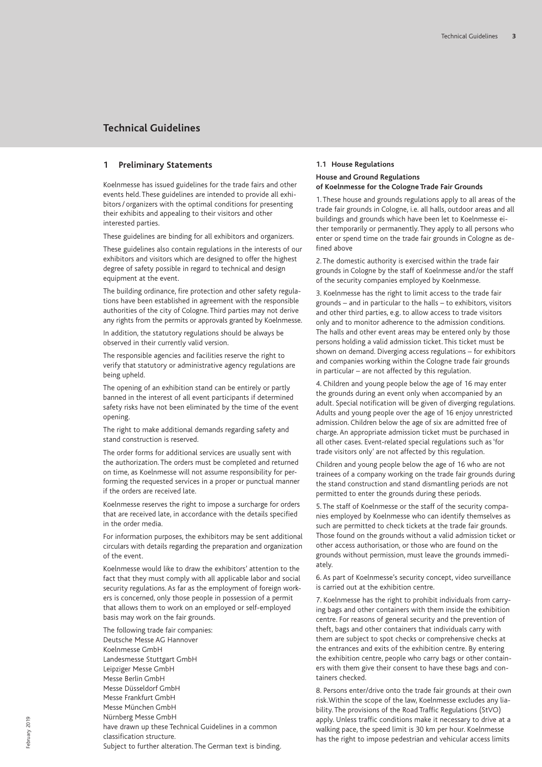# Technical Guidelines

## 1 Preliminary Statements

Koelnmesse has issued guidelines for the trade fairs and other events held. These guidelines are intended to provide all exhibitors / organizers with the optimal conditions for presenting their exhibits and appealing to their visitors and other interested parties.

These guidelines are binding for all exhibitors and organizers.

These guidelines also contain regulations in the interests of our exhibitors and visitors which are designed to offer the highest degree of safety possible in regard to technical and design equipment at the event.

The building ordinance, fire protection and other safety regulations have been established in agreement with the responsible authorities of the city of Cologne. Third parties may not derive any rights from the permits or approvals granted by Koelnmesse.

In addition, the statutory regulations should be always be observed in their currently valid version.

The responsible agencies and facilities reserve the right to verify that statutory or administrative agency regulations are being upheld.

The opening of an exhibition stand can be entirely or partly banned in the interest of all event participants if determined safety risks have not been eliminated by the time of the event opening.

The right to make additional demands regarding safety and stand construction is reserved.

The order forms for additional services are usually sent with the authorization. The orders must be completed and returned on time, as Koelnmesse will not assume responsibility for performing the requested services in a proper or punctual manner if the orders are received late.

Koelnmesse reserves the right to impose a surcharge for orders that are received late, in accordance with the details specified in the order media.

For information purposes, the exhibitors may be sent additional circulars with details regarding the preparation and organization of the event.

Koelnmesse would like to draw the exhibitors' attention to the fact that they must comply with all applicable labor and social security regulations. As far as the employment of foreign workers is concerned, only those people in possession of a permit that allows them to work on an employed or self-employed basis may work on the fair grounds.

The following trade fair companies:
Deutsche Messe AG Hannover
Koelnmesse GmbH
Landesmesse Stuttgart GmbH
Leipziger Messe GmbH
Messe Berlin GmbH
Messe Düsseldorf GmbH
Messe Frankfurt GmbH
Messe München GmbH
Nürnberg Messe GmbH
have drawn up these Technical Guidelines in a common classification structure.
Subject to further alteration. The German text is binding.

### 1.1 House Regulations

**House and Ground Regulations of Koelnmesse for the Cologne Trade Fair Grounds**

1. These house and grounds regulations apply to all areas of the trade fair grounds in Cologne, i.e. all halls, outdoor areas and all buildings and grounds which have been let to Koelnmesse either temporarily or permanently. They apply to all persons who enter or spend time on the trade fair grounds in Cologne as defined above

2. The domestic authority is exercised within the trade fair grounds in Cologne by the staff of Koelnmesse and/or the staff of the security companies employed by Koelnmesse.

3. Koelnmesse has the right to limit access to the trade fair grounds – and in particular to the halls – to exhibitors, visitors and other third parties, e.g. to allow access to trade visitors only and to monitor adherence to the admission conditions. The halls and other event areas may be entered only by those persons holding a valid admission ticket. This ticket must be shown on demand. Diverging access regulations – for exhibitors and companies working within the Cologne trade fair grounds in particular – are not affected by this regulation.

4. Children and young people below the age of 16 may enter the grounds during an event only when accompanied by an adult. Special notification will be given of diverging regulations. Adults and young people over the age of 16 enjoy unrestricted admission. Children below the age of six are admitted free of charge. An appropriate admission ticket must be purchased in all other cases. Event-related special regulations such as 'for trade visitors only' are not affected by this regulation.

Children and young people below the age of 16 who are not trainees of a company working on the trade fair grounds during the stand construction and stand dismantling periods are not permitted to enter the grounds during these periods.

5. The staff of Koelnmesse or the staff of the security companies employed by Koelnmesse who can identify themselves as such are permitted to check tickets at the trade fair grounds. Those found on the grounds without a valid admission ticket or other access authorisation, or those who are found on the grounds without permission, must leave the grounds immediately.

6. As part of Koelnmesse's security concept, video surveillance is carried out at the exhibition centre.

7. Koelnmesse has the right to prohibit individuals from carrying bags and other containers with them inside the exhibition centre. For reasons of general security and the prevention of theft, bags and other containers that individuals carry with them are subject to spot checks or comprehensive checks at the entrances and exits of the exhibition centre. By entering the exhibition centre, people who carry bags or other containers with them give their consent to have these bags and containers checked.

8. Persons enter/drive onto the trade fair grounds at their own risk.Within the scope of the law, Koelnmesse excludes any liability. The provisions of the Road Traffic Regulations (StVO) apply. Unless traffic conditions make it necessary to drive at a walking pace, the speed limit is 30 km per hour. Koelnmesse has the right to impose pedestrian and vehicular access limits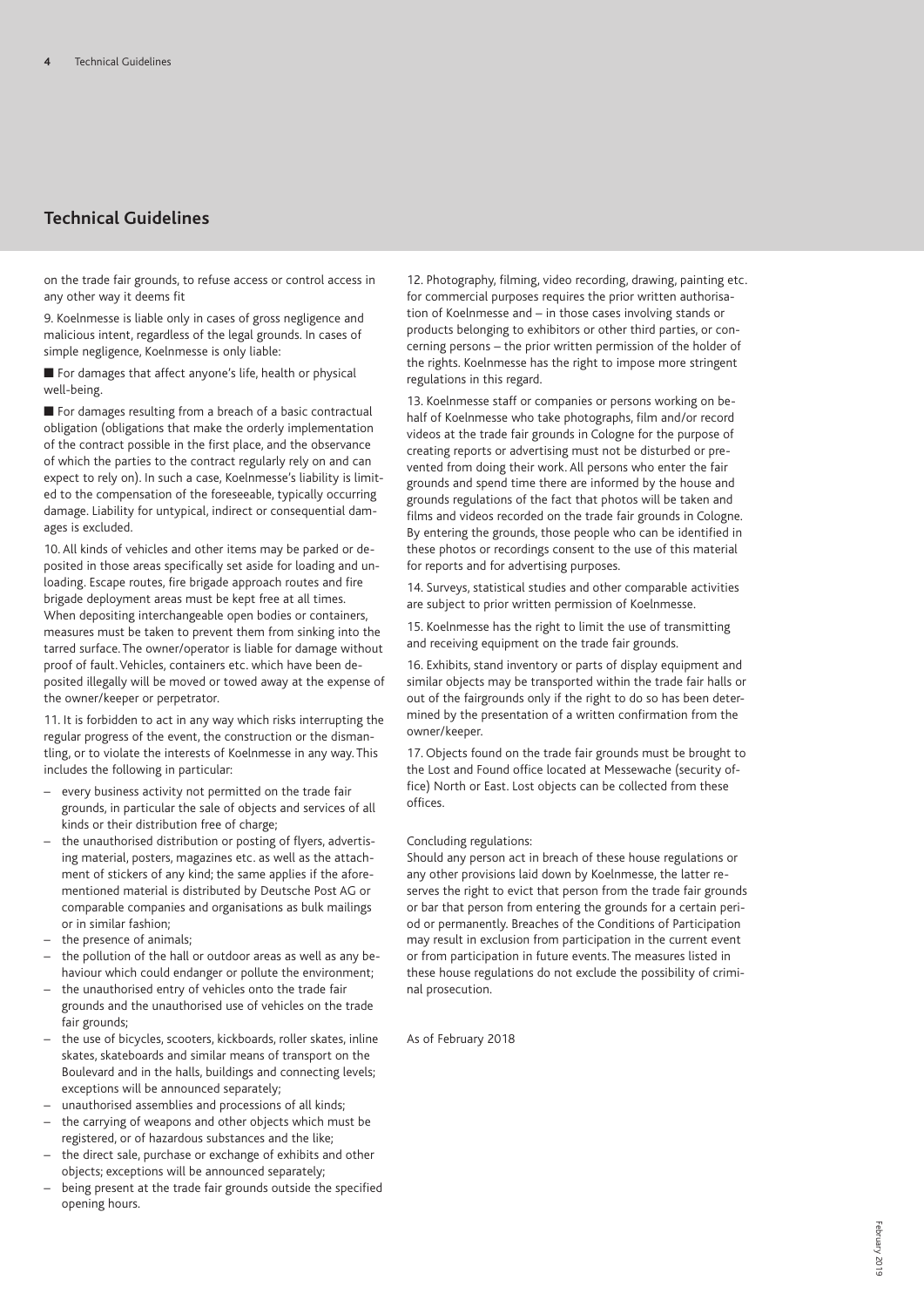## Technical Guidelines

on the trade fair grounds, to refuse access or control access in any other way it deems fit

9. Koelnmesse is liable only in cases of gross negligence and malicious intent, regardless of the legal grounds. In cases of simple negligence, Koelnmesse is only liable:

- For damages that affect anyone's life, health or physical well-being.
- For damages resulting from a breach of a basic contractual obligation (obligations that make the orderly implementation of the contract possible in the first place, and the observance of which the parties to the contract regularly rely on and can expect to rely on). In such a case, Koelnmesse's liability is limited to the compensation of the foreseeable, typically occurring damage. Liability for untypical, indirect or consequential damages is excluded.

10. All kinds of vehicles and other items may be parked or deposited in those areas specifically set aside for loading and unloading. Escape routes, fire brigade approach routes and fire brigade deployment areas must be kept free at all times. When depositing interchangeable open bodies or containers, measures must be taken to prevent them from sinking into the tarred surface. The owner/operator is liable for damage without proof of fault. Vehicles, containers etc. which have been deposited illegally will be moved or towed away at the expense of the owner/keeper or perpetrator.

11. It is forbidden to act in any way which risks interrupting the regular progress of the event, the construction or the dismantling, or to violate the interests of Koelnmesse in any way. This includes the following in particular:

- every business activity not permitted on the trade fair grounds, in particular the sale of objects and services of all kinds or their distribution free of charge;
- the unauthorised distribution or posting of flyers, advertising material, posters, magazines etc. as well as the attachment of stickers of any kind; the same applies if the aforementioned material is distributed by Deutsche Post AG or comparable companies and organisations as bulk mailings or in similar fashion;
- the presence of animals;
- the pollution of the hall or outdoor areas as well as any behaviour which could endanger or pollute the environment;
- the unauthorised entry of vehicles onto the trade fair grounds and the unauthorised use of vehicles on the trade fair grounds;
- the use of bicycles, scooters, kickboards, roller skates, inline skates, skateboards and similar means of transport on the Boulevard and in the halls, buildings and connecting levels; exceptions will be announced separately;
- unauthorised assemblies and processions of all kinds;
- the carrying of weapons and other objects which must be registered, or of hazardous substances and the like;
- the direct sale, purchase or exchange of exhibits and other objects; exceptions will be announced separately;
- being present at the trade fair grounds outside the specified opening hours.

12. Photography, filming, video recording, drawing, painting etc. for commercial purposes requires the prior written authorisation of Koelnmesse and – in those cases involving stands or products belonging to exhibitors or other third parties, or concerning persons – the prior written permission of the holder of the rights. Koelnmesse has the right to impose more stringent regulations in this regard.

13. Koelnmesse staff or companies or persons working on behalf of Koelnmesse who take photographs, film and/or record videos at the trade fair grounds in Cologne for the purpose of creating reports or advertising must not be disturbed or prevented from doing their work. All persons who enter the fair grounds and spend time there are informed by the house and grounds regulations of the fact that photos will be taken and films and videos recorded on the trade fair grounds in Cologne. By entering the grounds, those people who can be identified in these photos or recordings consent to the use of this material for reports and for advertising purposes.

14. Surveys, statistical studies and other comparable activities are subject to prior written permission of Koelnmesse.

15. Koelnmesse has the right to limit the use of transmitting and receiving equipment on the trade fair grounds.

16. Exhibits, stand inventory or parts of display equipment and similar objects may be transported within the trade fair halls or out of the fairgrounds only if the right to do so has been determined by the presentation of a written confirmation from the owner/keeper.

17. Objects found on the trade fair grounds must be brought to the Lost and Found office located at Messewache (security office) North or East. Lost objects can be collected from these offices.

Concluding regulations:
Should any person act in breach of these house regulations or any other provisions laid down by Koelnmesse, the latter reserves the right to evict that person from the trade fair grounds or bar that person from entering the grounds for a certain period or permanently. Breaches of the Conditions of Participation may result in exclusion from participation in the current event or from participation in future events. The measures listed in these house regulations do not exclude the possibility of criminal prosecution.

As of February 2018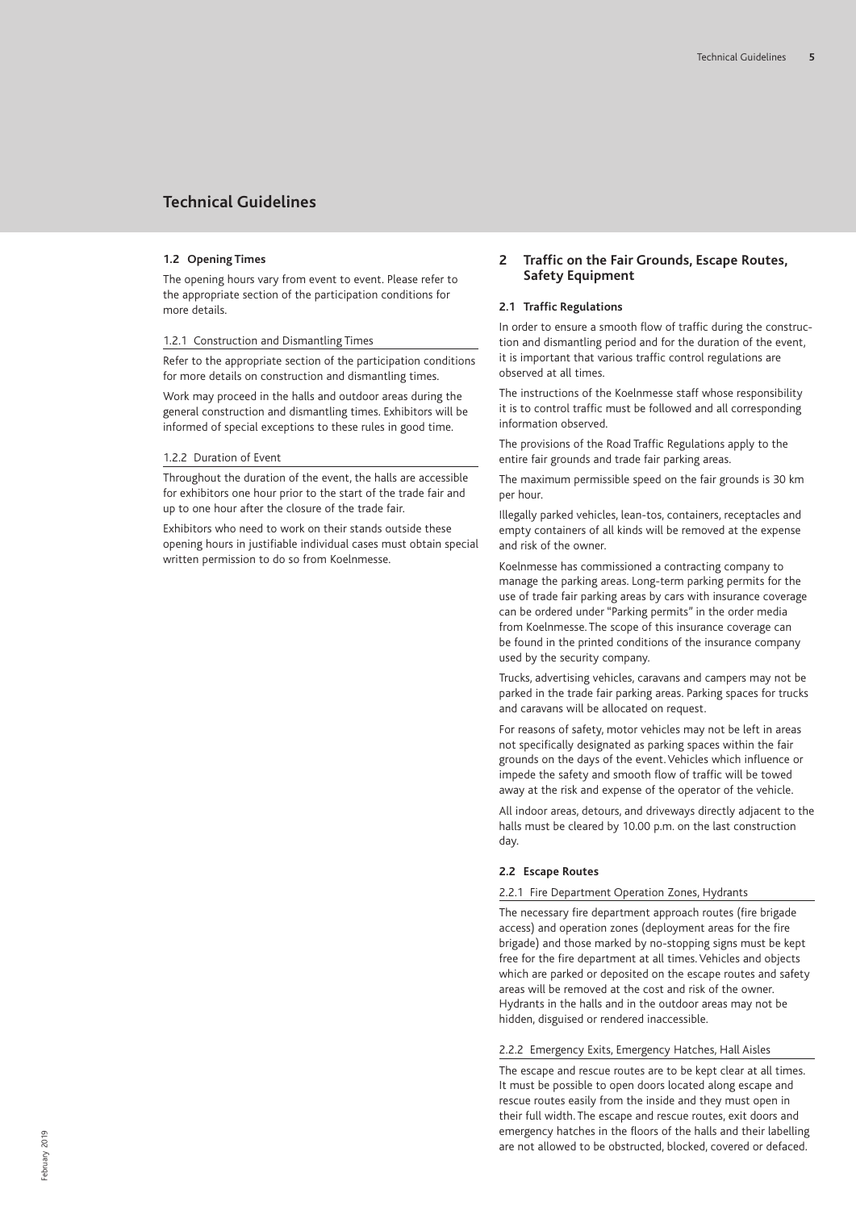# Technical Guidelines

### 1.2 Opening Times

The opening hours vary from event to event. Please refer to the appropriate section of the participation conditions for more details.

#### 1.2.1 Construction and Dismantling Times

Refer to the appropriate section of the participation conditions for more details on construction and dismantling times.

Work may proceed in the halls and outdoor areas during the general construction and dismantling times. Exhibitors will be informed of special exceptions to these rules in good time.

#### 1.2.2 Duration of Event

Throughout the duration of the event, the halls are accessible for exhibitors one hour prior to the start of the trade fair and up to one hour after the closure of the trade fair.

Exhibitors who need to work on their stands outside these opening hours in justifiable individual cases must obtain special written permission to do so from Koelnmesse.

## 2 Traffic on the Fair Grounds, Escape Routes, Safety Equipment

### 2.1 Traffic Regulations

In order to ensure a smooth flow of traffic during the construction and dismantling period and for the duration of the event, it is important that various traffic control regulations are observed at all times.

The instructions of the Koelnmesse staff whose responsibility it is to control traffic must be followed and all corresponding information observed.

The provisions of the Road Traffic Regulations apply to the entire fair grounds and trade fair parking areas.

The maximum permissible speed on the fair grounds is 30 km per hour.

Illegally parked vehicles, lean-tos, containers, receptacles and empty containers of all kinds will be removed at the expense and risk of the owner.

Koelnmesse has commissioned a contracting company to manage the parking areas. Long-term parking permits for the use of trade fair parking areas by cars with insurance coverage can be ordered under "Parking permits" in the order media from Koelnmesse. The scope of this insurance coverage can be found in the printed conditions of the insurance company used by the security company.

Trucks, advertising vehicles, caravans and campers may not be parked in the trade fair parking areas. Parking spaces for trucks and caravans will be allocated on request.

For reasons of safety, motor vehicles may not be left in areas not specifically designated as parking spaces within the fair grounds on the days of the event. Vehicles which influence or impede the safety and smooth flow of traffic will be towed away at the risk and expense of the operator of the vehicle.

All indoor areas, detours, and driveways directly adjacent to the halls must be cleared by 10.00 p.m. on the last construction day.

### 2.2 Escape Routes

#### 2.2.1 Fire Department Operation Zones, Hydrants

The necessary fire department approach routes (fire brigade access) and operation zones (deployment areas for the fire brigade) and those marked by no-stopping signs must be kept free for the fire department at all times. Vehicles and objects which are parked or deposited on the escape routes and safety areas will be removed at the cost and risk of the owner. Hydrants in the halls and in the outdoor areas may not be hidden, disguised or rendered inaccessible.

#### 2.2.2 Emergency Exits, Emergency Hatches, Hall Aisles

The escape and rescue routes are to be kept clear at all times. It must be possible to open doors located along escape and rescue routes easily from the inside and they must open in their full width. The escape and rescue routes, exit doors and emergency hatches in the floors of the halls and their labelling are not allowed to be obstructed, blocked, covered or defaced.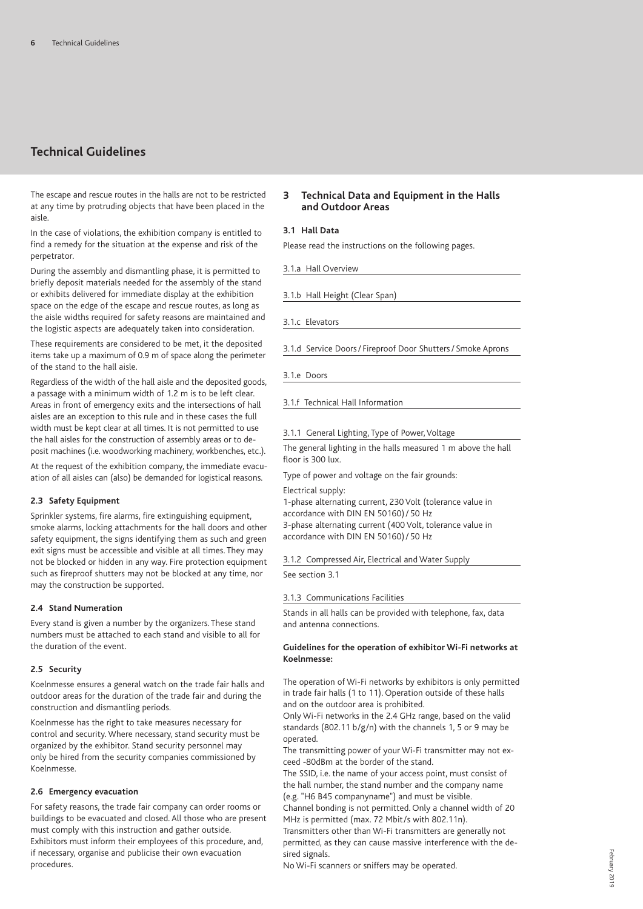# Technical Guidelines

The escape and rescue routes in the halls are not to be restricted at any time by protruding objects that have been placed in the aisle.

In the case of violations, the exhibition company is entitled to find a remedy for the situation at the expense and risk of the perpetrator.

During the assembly and dismantling phase, it is permitted to briefly deposit materials needed for the assembly of the stand or exhibits delivered for immediate display at the exhibition space on the edge of the escape and rescue routes, as long as the aisle widths required for safety reasons are maintained and the logistic aspects are adequately taken into consideration.

These requirements are considered to be met, it the deposited items take up a maximum of 0.9 m of space along the perimeter of the stand to the hall aisle.

Regardless of the width of the hall aisle and the deposited goods, a passage with a minimum width of 1.2 m is to be left clear. Areas in front of emergency exits and the intersections of hall aisles are an exception to this rule and in these cases the full width must be kept clear at all times. It is not permitted to use the hall aisles for the construction of assembly areas or to deposit machines (i.e. woodworking machinery, workbenches, etc.).

At the request of the exhibition company, the immediate evacuation of all aisles can (also) be demanded for logistical reasons.

### 2.3 Safety Equipment

Sprinkler systems, fire alarms, fire extinguishing equipment, smoke alarms, locking attachments for the hall doors and other safety equipment, the signs identifying them as such and green exit signs must be accessible and visible at all times. They may not be blocked or hidden in any way. Fire protection equipment such as fireproof shutters may not be blocked at any time, nor may the construction be supported.

### 2.4 Stand Numeration

Every stand is given a number by the organizers. These stand numbers must be attached to each stand and visible to all for the duration of the event.

### 2.5 Security

Koelnmesse ensures a general watch on the trade fair halls and outdoor areas for the duration of the trade fair and during the construction and dismantling periods.

Koelnmesse has the right to take measures necessary for control and security. Where necessary, stand security must be organized by the exhibitor. Stand security personnel may only be hired from the security companies commissioned by Koelnmesse.

### 2.6 Emergency evacuation

For safety reasons, the trade fair company can order rooms or buildings to be evacuated and closed. All those who are present must comply with this instruction and gather outside. Exhibitors must inform their employees of this procedure, and, if necessary, organise and publicise their own evacuation procedures.

## 3 Technical Data and Equipment in the Halls and Outdoor Areas

### 3.1 Hall Data

Please read the instructions on the following pages.

3.1.a Hall Overview

3.1.b Hall Height (Clear Span)

3.1.c Elevators

3.1.d Service Doors / Fireproof Door Shutters / Smoke Aprons

3.1.e Doors

3.1.f Technical Hall Information

#### 3.1.1 General Lighting, Type of Power, Voltage

The general lighting in the halls measured 1 m above the hall floor is 300 lux.

Type of power and voltage on the fair grounds:

Electrical supply:
1-phase alternating current, 230 Volt (tolerance value in accordance with DIN EN 50160) / 50 Hz
3-phase alternating current (400 Volt, tolerance value in accordance with DIN EN 50160) / 50 Hz

#### 3.1.2 Compressed Air, Electrical and Water Supply

See section 3.1

#### 3.1.3 Communications Facilities

Stands in all halls can be provided with telephone, fax, data and antenna connections.

**Guidelines for the operation of exhibitor Wi-Fi networks at Koelnmesse:**

The operation of Wi-Fi networks by exhibitors is only permitted in trade fair halls (1 to 11). Operation outside of these halls and on the outdoor area is prohibited.
Only Wi-Fi networks in the 2.4 GHz range, based on the valid standards (802.11 b/g/n) with the channels 1, 5 or 9 may be operated.
The transmitting power of your Wi-Fi transmitter may not exceed -80dBm at the border of the stand.
The SSID, i.e. the name of your access point, must consist of the hall number, the stand number and the company name (e.g. "H6 B45 companyname") and must be visible.
Channel bonding is not permitted. Only a channel width of 20 MHz is permitted (max. 72 Mbit/s with 802.11n).
Transmitters other than Wi-Fi transmitters are generally not permitted, as they can cause massive interference with the desired signals.
No Wi-Fi scanners or sniffers may be operated.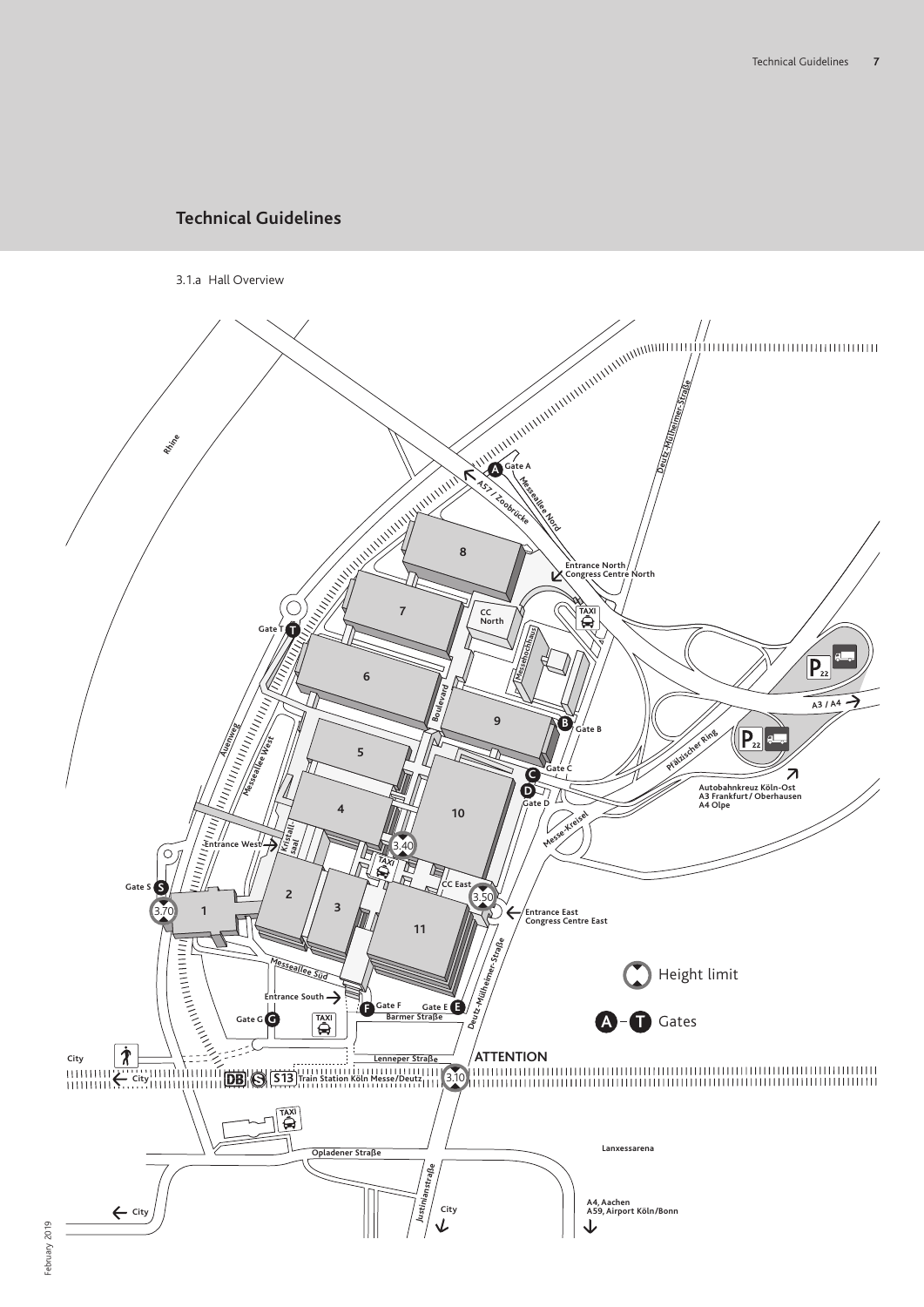# Technical Guidelines

3.1.a Hall Overview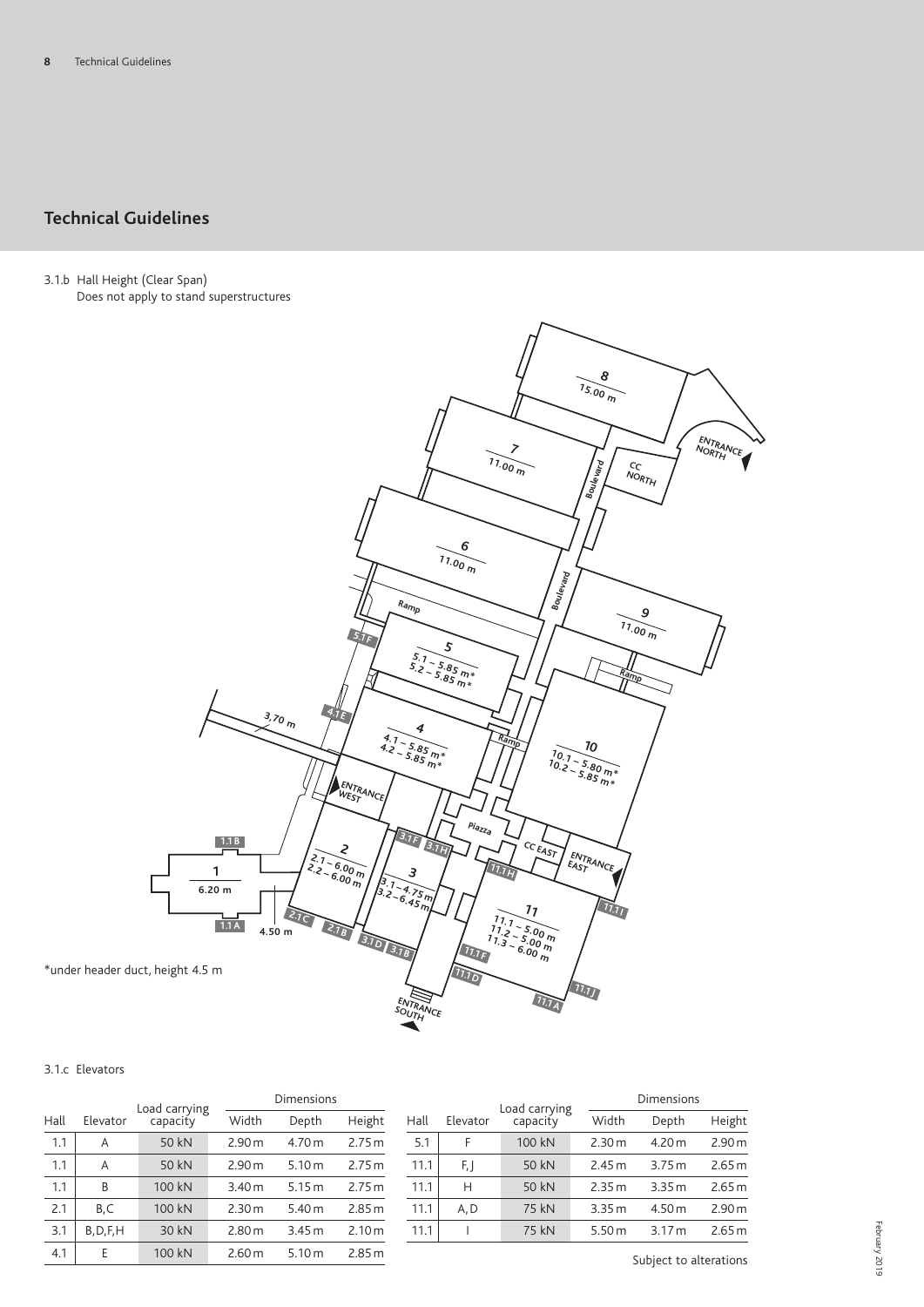## Technical Guidelines

3.1.b Hall Height (Clear Span)
Does not apply to stand superstructures

8
15.00 m

7
11.00 m

6
11.00 m

9
11.00 m

5
5.1 – 5.85 m*
5.2 – 5.85 m*

4
4.1 – 5.85 m*
4.2 – 5.85 m*

10
10.1 – 5.80 m*
10.2 – 5.85 m*

2
2.1 – 6.00 m
2.2 – 6.00 m

3
3.1 – 4.75 m
3.2 – 6.45 m

11
11.1 – 5.00 m
11.2 – 5.00 m
11.3 – 6.00 m

1
6.20 m

3.70 m

4.50 m

ENTRANCE NORTH, CC NORTH, Boulevard, Ramp, ENTRANCE WEST, Piazza, CC EAST, ENTRANCE EAST, ENTRANCE SOUTH

5.1F, 4.1E, 1.1B, 1.1A, 2.1C, 2.1B, 3.1F, 3.1H, 3.1D, 3.1B, 11.1H, 11.1I, 11.1F, 11.1D, 11.1A, 11.1J

*under header duct, height 4.5 m

3.1.c Elevators

| Hall | Elevator | Load carrying capacity | Dimensions | | |
|---|---|---|---|---|---|
| | | | Width | Depth | Height |
| 1.1 | A | 50 kN | 2.90 m | 4.70 m | 2.75 m |
| 1.1 | A | 50 kN | 2.90 m | 5.10 m | 2.75 m |
| 1.1 | B | 100 kN | 3.40 m | 5.15 m | 2.75 m |
| 2.1 | B, C | 100 kN | 2.30 m | 5.40 m | 2.85 m |
| 3.1 | B, D, F, H | 30 kN | 2.80 m | 3.45 m | 2.10 m |
| 4.1 | E | 100 kN | 2.60 m | 5.10 m | 2.85 m |

| Hall | Elevator | Load carrying capacity | Dimensions | | |
|---|---|---|---|---|---|
| | | | Width | Depth | Height |
| 5.1 | F | 100 kN | 2.30 m | 4.20 m | 2.90 m |
| 11.1 | F, J | 50 kN | 2.45 m | 3.75 m | 2.65 m |
| 11.1 | H | 50 kN | 2.35 m | 3.35 m | 2.65 m |
| 11.1 | A, D | 75 kN | 3.35 m | 4.50 m | 2.90 m |
| 11.1 | I | 75 kN | 5.50 m | 3.17 m | 2.65 m |

Subject to alterations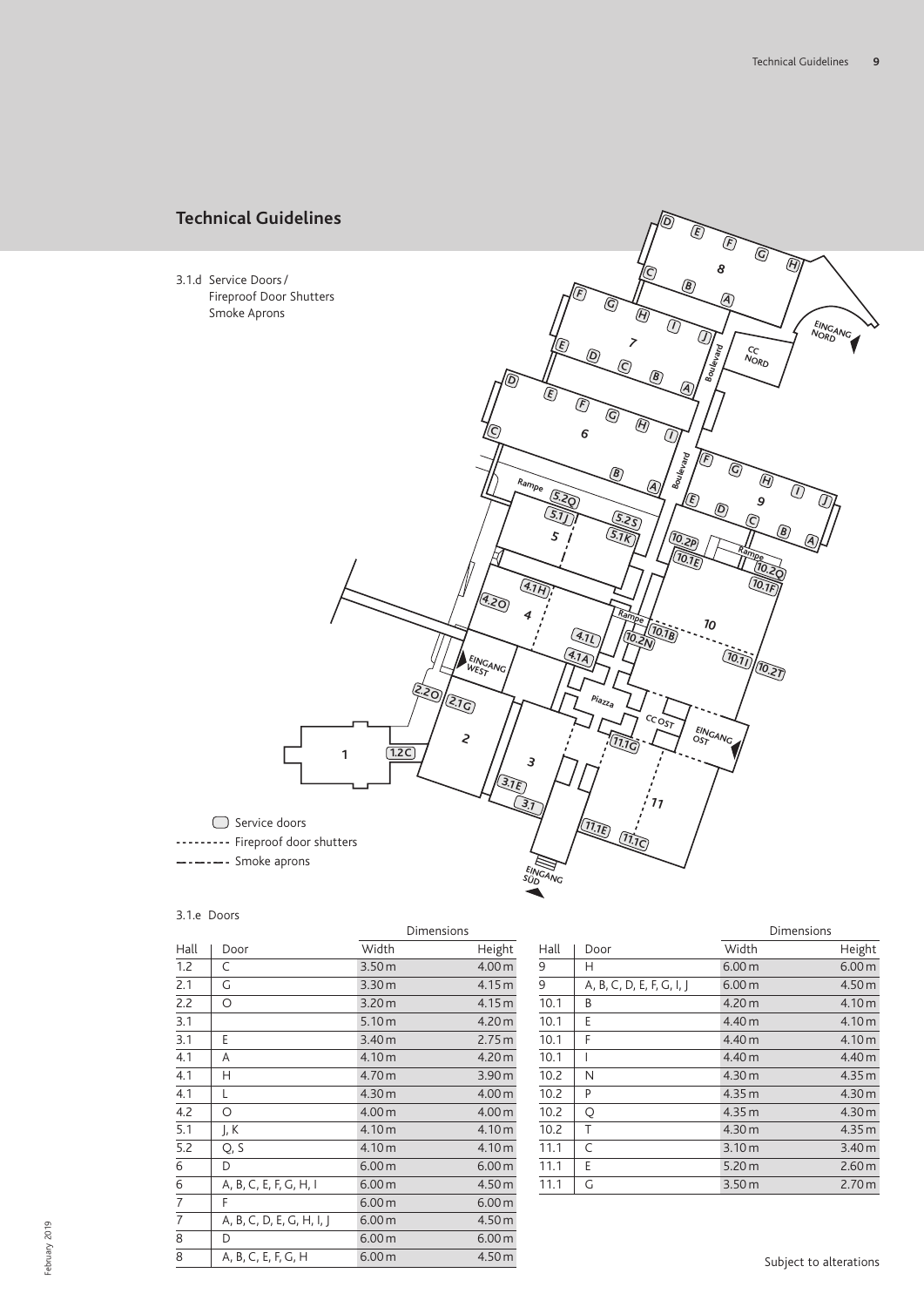# Technical Guidelines

3.1.d Service Doors / Fireproof Door Shutters Smoke Aprons

Service doors
--------- Fireproof door shutters
—·—·— Smoke aprons

3.1.e Doors

| Hall | Door | Dimensions | |
|---|---|---|---|
| | | Width | Height |
| 1.2 | C | 3.50 m | 4.00 m |
| 2.1 | G | 3.30 m | 4.15 m |
| 2.2 | O | 3.20 m | 4.15 m |
| 3.1 | | 5.10 m | 4.20 m |
| 3.1 | E | 3.40 m | 2.75 m |
| 4.1 | A | 4.10 m | 4.20 m |
| 4.1 | H | 4.70 m | 3.90 m |
| 4.1 | L | 4.30 m | 4.00 m |
| 4.2 | O | 4.00 m | 4.00 m |
| 5.1 | J, K | 4.10 m | 4.10 m |
| 5.2 | Q, S | 4.10 m | 4.10 m |
| 6 | D | 6.00 m | 6.00 m |
| 6 | A, B, C, E, F, G, H, I | 6.00 m | 4.50 m |
| 7 | F | 6.00 m | 6.00 m |
| 7 | A, B, C, D, E, G, H, I, J | 6.00 m | 4.50 m |
| 8 | D | 6.00 m | 6.00 m |
| 8 | A, B, C, E, F, G, H | 6.00 m | 4.50 m |
| 9 | H | 6.00 m | 6.00 m |
| 9 | A, B, C, D, E, F, G, I, J | 6.00 m | 4.50 m |
| 10.1 | B | 4.20 m | 4.10 m |
| 10.1 | E | 4.40 m | 4.10 m |
| 10.1 | F | 4.40 m | 4.10 m |
| 10.1 | I | 4.40 m | 4.40 m |
| 10.2 | N | 4.30 m | 4.35 m |
| 10.2 | P | 4.35 m | 4.30 m |
| 10.2 | Q | 4.35 m | 4.30 m |
| 10.2 | T | 4.30 m | 4.35 m |
| 11.1 | C | 3.10 m | 3.40 m |
| 11.1 | E | 5.20 m | 2.60 m |
| 11.1 | G | 3.50 m | 2.70 m |

Subject to alterations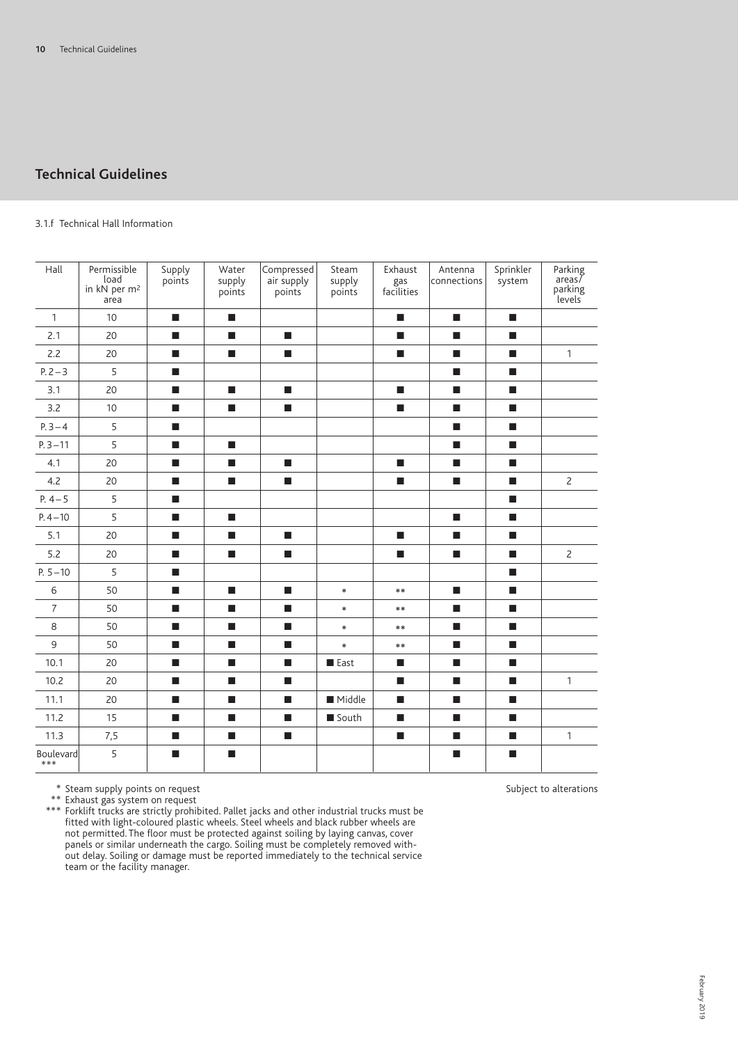## Technical Guidelines

3.1.f Technical Hall Information

| Hall | Permissible load in kN per m² area | Supply points | Water supply points | Compressed air supply points | Steam supply points | Exhaust gas facilities | Antenna connections | Sprinkler system | Parking areas/ parking levels |
|---|---|---|---|---|---|---|---|---|---|
| 1 | 10 | ■ | ■ | | | ■ | ■ | ■ | |
| 2.1 | 20 | ■ | ■ | ■ | | ■ | ■ | ■ | |
| 2.2 | 20 | ■ | ■ | ■ | | ■ | ■ | ■ | 1 |
| P. 2 – 3 | 5 | ■ | | | | | ■ | ■ | |
| 3.1 | 20 | ■ | ■ | ■ | | ■ | ■ | ■ | |
| 3.2 | 10 | ■ | ■ | ■ | | ■ | ■ | ■ | |
| P. 3 – 4 | 5 | ■ | | | | | ■ | ■ | |
| P. 3 – 11 | 5 | ■ | ■ | | | | ■ | ■ | |
| 4.1 | 20 | ■ | ■ | ■ | | ■ | ■ | ■ | |
| 4.2 | 20 | ■ | ■ | ■ | | ■ | ■ | ■ | 2 |
| P. 4 – 5 | 5 | ■ | | | | | | ■ | |
| P. 4 – 10 | 5 | ■ | ■ | | | | ■ | ■ | |
| 5.1 | 20 | ■ | ■ | ■ | | ■ | ■ | ■ | |
| 5.2 | 20 | ■ | ■ | ■ | | ■ | ■ | ■ | 2 |
| P. 5 – 10 | 5 | ■ | | | | | | ■ | |
| 6 | 50 | ■ | ■ | ■ | * | ** | ■ | ■ | |
| 7 | 50 | ■ | ■ | ■ | * | ** | ■ | ■ | |
| 8 | 50 | ■ | ■ | ■ | * | ** | ■ | ■ | |
| 9 | 50 | ■ | ■ | ■ | * | ** | ■ | ■ | |
| 10.1 | 20 | ■ | ■ | ■ | ■ East | ■ | ■ | ■ | |
| 10.2 | 20 | ■ | ■ | ■ | | ■ | ■ | ■ | 1 |
| 11.1 | 20 | ■ | ■ | ■ | ■ Middle | ■ | ■ | ■ | |
| 11.2 | 15 | ■ | ■ | ■ | ■ South | ■ | ■ | ■ | |
| 11.3 | 7,5 | ■ | ■ | ■ | | ■ | ■ | ■ | 1 |
| Boulevard *** | 5 | ■ | ■ | | | | ■ | ■ | |

\* Steam supply points on request

** Exhaust gas system on request

*** Forklift trucks are strictly prohibited. Pallet jacks and other industrial trucks must be fitted with light-coloured plastic wheels. Steel wheels and black rubber wheels are not permitted. The floor must be protected against soiling by laying canvas, cover panels or similar underneath the cargo. Soiling must be completely removed without delay. Soiling or damage must be reported immediately to the technical service team or the facility manager.

Subject to alterations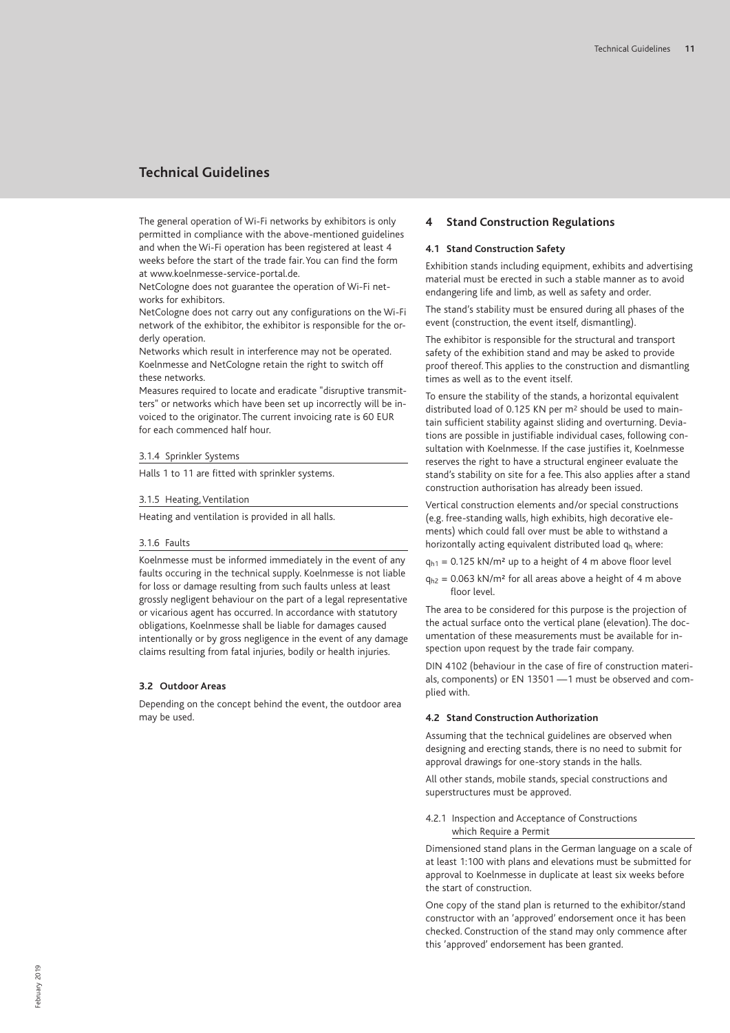# Technical Guidelines

The general operation of Wi-Fi networks by exhibitors is only permitted in compliance with the above-mentioned guidelines and when the Wi-Fi operation has been registered at least 4 weeks before the start of the trade fair. You can find the form at www.koelnmesse-service-portal.de.
NetCologne does not guarantee the operation of Wi-Fi networks for exhibitors.
NetCologne does not carry out any configurations on the Wi-Fi network of the exhibitor, the exhibitor is responsible for the orderly operation.
Networks which result in interference may not be operated. Koelnmesse and NetCologne retain the right to switch off these networks.
Measures required to locate and eradicate "disruptive transmitters" or networks which have been set up incorrectly will be invoiced to the originator. The current invoicing rate is 60 EUR for each commenced half hour.

#### 3.1.4 Sprinkler Systems

Halls 1 to 11 are fitted with sprinkler systems.

#### 3.1.5 Heating, Ventilation

Heating and ventilation is provided in all halls.

#### 3.1.6 Faults

Koelnmesse must be informed immediately in the event of any faults occuring in the technical supply. Koelnmesse is not liable for loss or damage resulting from such faults unless at least grossly negligent behaviour on the part of a legal representative or vicarious agent has occurred. In accordance with statutory obligations, Koelnmesse shall be liable for damages caused intentionally or by gross negligence in the event of any damage claims resulting from fatal injuries, bodily or health injuries.

### 3.2 Outdoor Areas

Depending on the concept behind the event, the outdoor area may be used.

## 4 Stand Construction Regulations

### 4.1 Stand Construction Safety

Exhibition stands including equipment, exhibits and advertising material must be erected in such a stable manner as to avoid endangering life and limb, as well as safety and order.

The stand's stability must be ensured during all phases of the event (construction, the event itself, dismantling).

The exhibitor is responsible for the structural and transport safety of the exhibition stand and may be asked to provide proof thereof. This applies to the construction and dismantling times as well as to the event itself.

To ensure the stability of the stands, a horizontal equivalent distributed load of 0.125 KN per m² should be used to maintain sufficient stability against sliding and overturning. Deviations are possible in justifiable individual cases, following consultation with Koelnmesse. If the case justifies it, Koelnmesse reserves the right to have a structural engineer evaluate the stand's stability on site for a fee. This also applies after a stand construction authorisation has already been issued.

Vertical construction elements and/or special constructions (e.g. free-standing walls, high exhibits, high decorative elements) which could fall over must be able to withstand a horizontally acting equivalent distributed load $q_h$ where:

$q_{h1}$ = 0.125 kN/m² up to a height of 4 m above floor level

$q_{h2}$ = 0.063 kN/m² for all areas above a height of 4 m above floor level.

The area to be considered for this purpose is the projection of the actual surface onto the vertical plane (elevation). The documentation of these measurements must be available for inspection upon request by the trade fair company.

DIN 4102 (behaviour in the case of fire of construction materials, components) or EN 13501 —1 must be observed and complied with.

### 4.2 Stand Construction Authorization

Assuming that the technical guidelines are observed when designing and erecting stands, there is no need to submit for approval drawings for one-story stands in the halls.

All other stands, mobile stands, special constructions and superstructures must be approved.

#### 4.2.1 Inspection and Acceptance of Constructions which Require a Permit

Dimensioned stand plans in the German language on a scale of at least 1:100 with plans and elevations must be submitted for approval to Koelnmesse in duplicate at least six weeks before the start of construction.

One copy of the stand plan is returned to the exhibitor/stand constructor with an 'approved' endorsement once it has been checked. Construction of the stand may only commence after this 'approved' endorsement has been granted.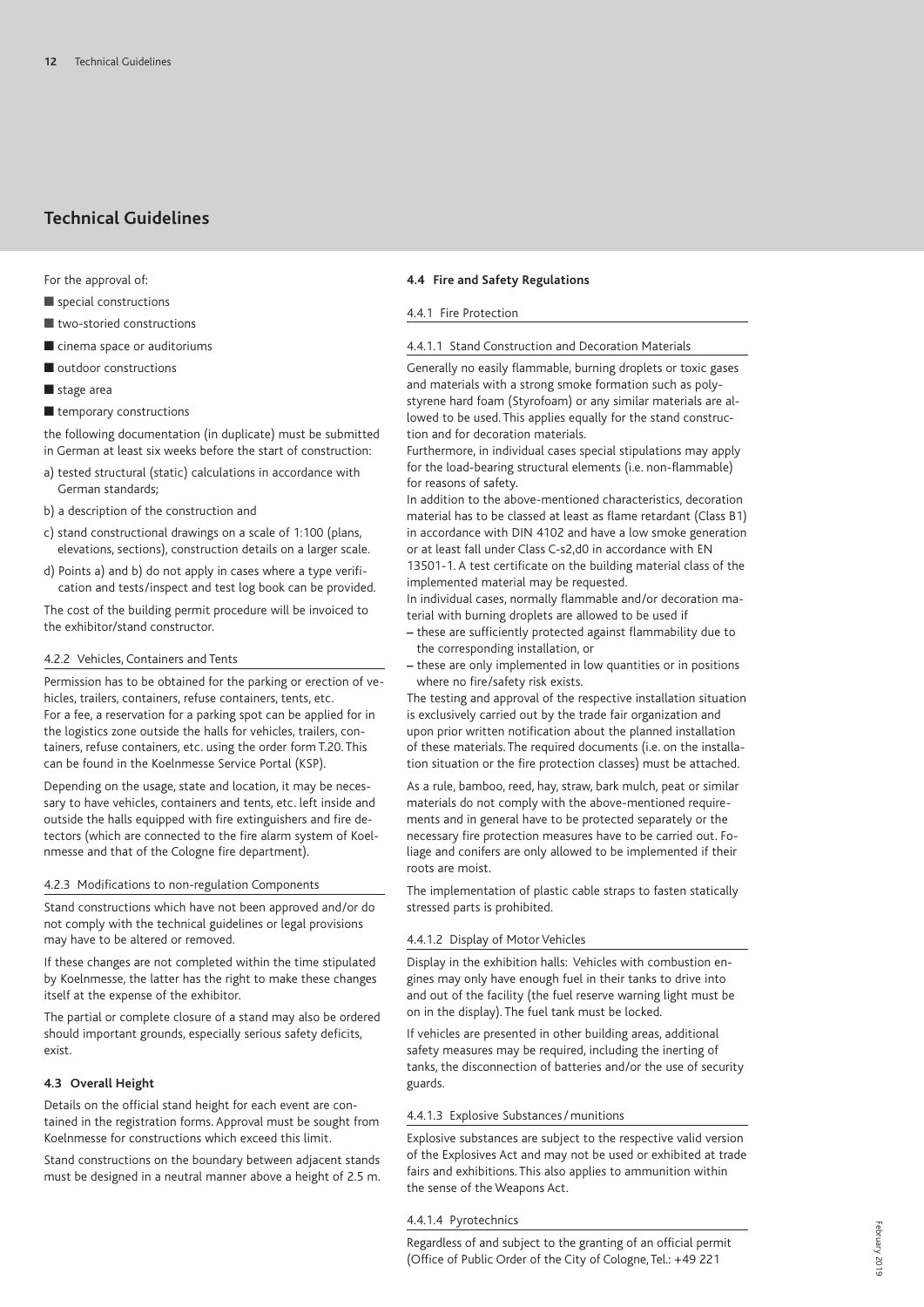# Technical Guidelines

For the approval of:

- special constructions
- two-storied constructions
- cinema space or auditoriums
- outdoor constructions
- stage area
- temporary constructions

the following documentation (in duplicate) must be submitted in German at least six weeks before the start of construction:

a) tested structural (static) calculations in accordance with German standards;

b) a description of the construction and

c) stand constructional drawings on a scale of 1:100 (plans, elevations, sections), construction details on a larger scale.

d) Points a) and b) do not apply in cases where a type verification and tests/inspect and test log book can be provided.

The cost of the building permit procedure will be invoiced to the exhibitor/stand constructor.

#### 4.2.2 Vehicles, Containers and Tents

Permission has to be obtained for the parking or erection of vehicles, trailers, containers, refuse containers, tents, etc. For a fee, a reservation for a parking spot can be applied for in the logistics zone outside the halls for vehicles, trailers, containers, refuse containers, etc. using the order form T.20. This can be found in the Koelnmesse Service Portal (KSP).

Depending on the usage, state and location, it may be necessary to have vehicles, containers and tents, etc. left inside and outside the halls equipped with fire extinguishers and fire detectors (which are connected to the fire alarm system of Koelnmesse and that of the Cologne fire department).

#### 4.2.3 Modifications to non-regulation Components

Stand constructions which have not been approved and/or do not comply with the technical guidelines or legal provisions may have to be altered or removed.

If these changes are not completed within the time stipulated by Koelnmesse, the latter has the right to make these changes itself at the expense of the exhibitor.

The partial or complete closure of a stand may also be ordered should important grounds, especially serious safety deficits, exist.

### 4.3 Overall Height

Details on the official stand height for each event are contained in the registration forms. Approval must be sought from Koelnmesse for constructions which exceed this limit.

Stand constructions on the boundary between adjacent stands must be designed in a neutral manner above a height of 2.5 m.

### 4.4 Fire and Safety Regulations

#### 4.4.1 Fire Protection

#### 4.4.1.1 Stand Construction and Decoration Materials

Generally no easily flammable, burning droplets or toxic gases and materials with a strong smoke formation such as polystyrene hard foam (Styrofoam) or any similar materials are allowed to be used. This applies equally for the stand construction and for decoration materials.

Furthermore, in individual cases special stipulations may apply for the load-bearing structural elements (i.e. non-flammable) for reasons of safety.

In addition to the above-mentioned characteristics, decoration material has to be classed at least as flame retardant (Class B1) in accordance with DIN 4102 and have a low smoke generation or at least fall under Class C-s2,d0 in accordance with EN 13501-1. A test certificate on the building material class of the implemented material may be requested.

In individual cases, normally flammable and/or decoration material with burning droplets are allowed to be used if

- these are sufficiently protected against flammability due to the corresponding installation, or
- these are only implemented in low quantities or in positions where no fire/safety risk exists.

The testing and approval of the respective installation situation is exclusively carried out by the trade fair organization and upon prior written notification about the planned installation of these materials. The required documents (i.e. on the installation situation or the fire protection classes) must be attached.

As a rule, bamboo, reed, hay, straw, bark mulch, peat or similar materials do not comply with the above-mentioned requirements and in general have to be protected separately or the necessary fire protection measures have to be carried out. Foliage and conifers are only allowed to be implemented if their roots are moist.

The implementation of plastic cable straps to fasten statically stressed parts is prohibited.

#### 4.4.1.2 Display of Motor Vehicles

Display in the exhibition halls: Vehicles with combustion engines may only have enough fuel in their tanks to drive into and out of the facility (the fuel reserve warning light must be on in the display). The fuel tank must be locked.

If vehicles are presented in other building areas, additional safety measures may be required, including the inerting of tanks, the disconnection of batteries and/or the use of security guards.

#### 4.4.1.3 Explosive Substances / munitions

Explosive substances are subject to the respective valid version of the Explosives Act and may not be used or exhibited at trade fairs and exhibitions. This also applies to ammunition within the sense of the Weapons Act.

#### 4.4.1.4 Pyrotechnics

Regardless of and subject to the granting of an official permit (Office of Public Order of the City of Cologne, Tel.: +49 221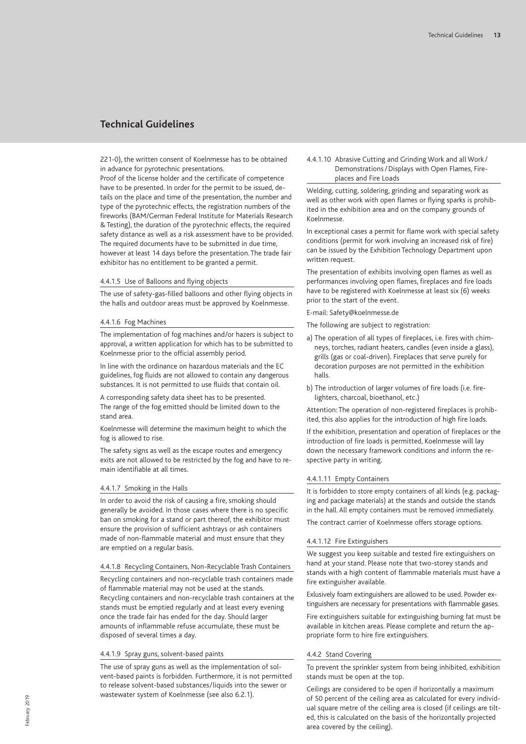## Technical Guidelines

221-0), the written consent of Koelnmesse has to be obtained in advance for pyrotechnic presentations.

Proof of the license holder and the certificate of competence have to be presented. In order for the permit to be issued, details on the place and time of the presentation, the number and type of the pyrotechnic effects, the registration numbers of the fireworks (BAM/German Federal Institute for Materials Research & Testing), the duration of the pyrotechnic effects, the required safety distance as well as a risk assessment have to be provided. The required documents have to be submitted in due time, however at least 14 days before the presentation. The trade fair exhibitor has no entitlement to be granted a permit.

#### 4.4.1.5 Use of Balloons and flying objects

The use of safety-gas-filled balloons and other flying objects in the halls and outdoor areas must be approved by Koelnmesse.

#### 4.4.1.6 Fog Machines

The implementation of fog machines and/or hazers is subject to approval, a written application for which has to be submitted to Koelnmesse prior to the official assembly period.

In line with the ordinance on hazardous materials and the EC guidelines, fog fluids are not allowed to contain any dangerous substances. It is not permitted to use fluids that contain oil.

A corresponding safety data sheet has to be presented. The range of the fog emitted should be limited down to the stand area.

Koelnmesse will determine the maximum height to which the fog is allowed to rise.

The safety signs as well as the escape routes and emergency exits are not allowed to be restricted by the fog and have to remain identifiable at all times.

#### 4.4.1.7 Smoking in the Halls

In order to avoid the risk of causing a fire, smoking should generally be avoided. In those cases where there is no specific ban on smoking for a stand or part thereof, the exhibitor must ensure the provision of sufficient ashtrays or ash containers made of non-flammable material and must ensure that they are emptied on a regular basis.

#### 4.4.1.8 Recycling Containers, Non-Recyclable Trash Containers

Recycling containers and non-recyclable trash containers made of flammable material may not be used at the stands. Recycling containers and non-recyclable trash containers at the stands must be emptied regularly and at least every evening once the trade fair has ended for the day. Should larger amounts of inflammable refuse accumulate, these must be disposed of several times a day.

#### 4.4.1.9 Spray guns, solvent-based paints

The use of spray guns as well as the implementation of solvent-based paints is forbidden. Furthermore, it is not permitted to release solvent-based substances/liquids into the sewer or wastewater system of Koelnmesse (see also 6.2.1).

#### 4.4.1.10 Abrasive Cutting and Grinding Work and all Work / Demonstrations / Displays with Open Flames, Fireplaces and Fire Loads

Welding, cutting, soldering, grinding and separating work as well as other work with open flames or flying sparks is prohibited in the exhibition area and on the company grounds of Koelnmesse.

In exceptional cases a permit for flame work with special safety conditions (permit for work involving an increased risk of fire) can be issued by the Exhibition Technology Department upon written request.

The presentation of exhibits involving open flames as well as performances involving open flames, fireplaces and fire loads have to be registered with Koelnmesse at least six (6) weeks prior to the start of the event.

E-mail: Safety@koelnmesse.de

The following are subject to registration:

a) The operation of all types of fireplaces, i.e. fires with chimneys, torches, radiant heaters, candles (even inside a glass), grills (gas or coal-driven). Fireplaces that serve purely for decoration purposes are not permitted in the exhibition halls.
b) The introduction of larger volumes of fire loads (i.e. firelighters, charcoal, bioethanol, etc.)

Attention: The operation of non-registered fireplaces is prohibited, this also applies for the introduction of high fire loads.

If the exhibition, presentation and operation of fireplaces or the introduction of fire loads is permitted, Koelnmesse will lay down the necessary framework conditions and inform the respective party in writing.

#### 4.4.1.11 Empty Containers

It is forbidden to store empty containers of all kinds (e.g. packaging and package materials) at the stands and outside the stands in the hall. All empty containers must be removed immediately.

The contract carrier of Koelnmesse offers storage options.

#### 4.4.1.12 Fire Extinguishers

We suggest you keep suitable and tested fire extinguishers on hand at your stand. Please note that two-storey stands and stands with a high content of flammable materials must have a fire extinguisher available.

Exlusively foam extinguishers are allowed to be used. Powder extinguishers are necessary for presentations with flammable gases.

Fire extinguishers suitable for extinguishing burning fat must be available in kitchen areas. Please complete and return the appropriate form to hire fire extinguishers.

### 4.4.2 Stand Covering

To prevent the sprinkler system from being inhibited, exhibition stands must be open at the top.

Ceilings are considered to be open if horizontally a maximum of 50 percent of the ceiling area as calculated for every individual square metre of the ceiling area is closed (if ceilings are tilted, this is calculated on the basis of the horizontally projected area covered by the ceiling).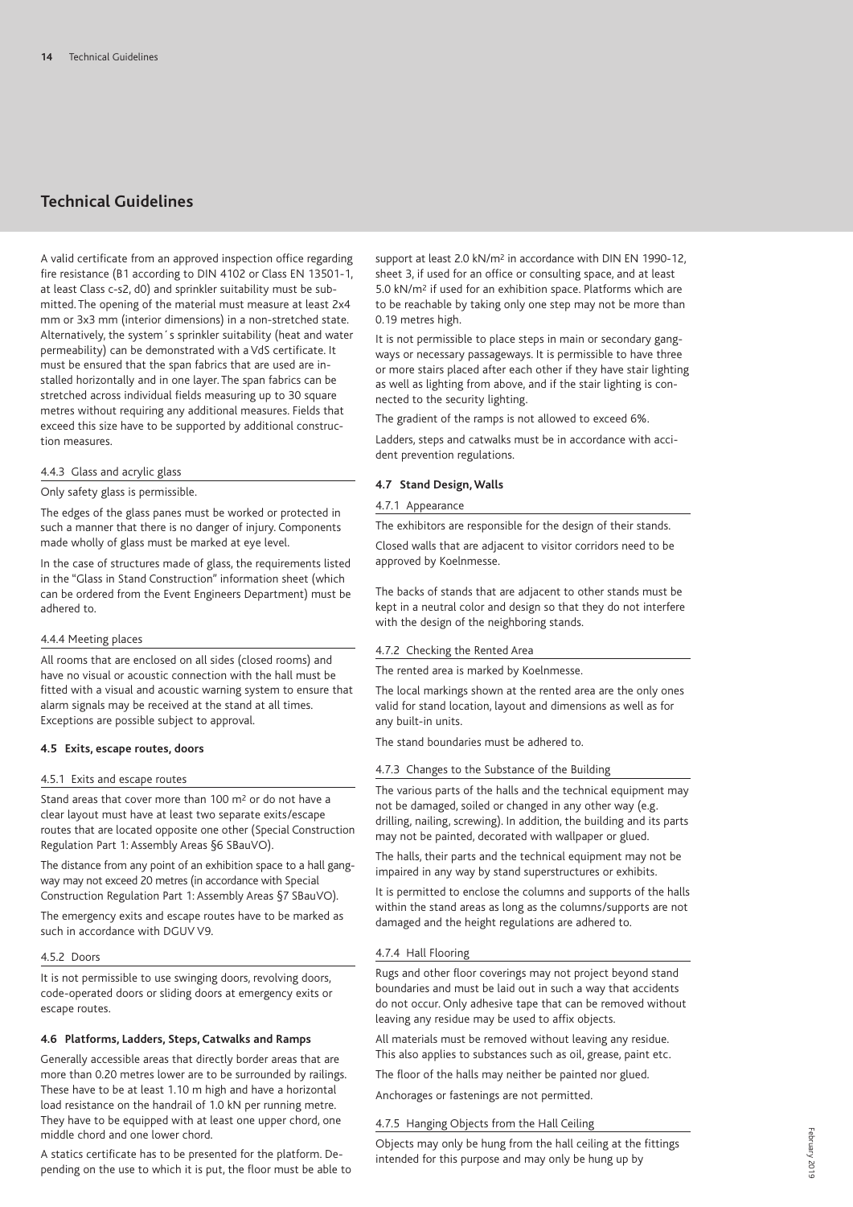# Technical Guidelines

A valid certificate from an approved inspection office regarding fire resistance (B1 according to DIN 4102 or Class EN 13501-1, at least Class c-s2, d0) and sprinkler suitability must be submitted. The opening of the material must measure at least 2x4 mm or 3x3 mm (interior dimensions) in a non-stretched state. Alternatively, the system´s sprinkler suitability (heat and water permeability) can be demonstrated with a VdS certificate. It must be ensured that the span fabrics that are used are installed horizontally and in one layer. The span fabrics can be stretched across individual fields measuring up to 30 square metres without requiring any additional measures. Fields that exceed this size have to be supported by additional construction measures.

#### 4.4.3 Glass and acrylic glass

Only safety glass is permissible.

The edges of the glass panes must be worked or protected in such a manner that there is no danger of injury. Components made wholly of glass must be marked at eye level.

In the case of structures made of glass, the requirements listed in the "Glass in Stand Construction" information sheet (which can be ordered from the Event Engineers Department) must be adhered to.

#### 4.4.4 Meeting places

All rooms that are enclosed on all sides (closed rooms) and have no visual or acoustic connection with the hall must be fitted with a visual and acoustic warning system to ensure that alarm signals may be received at the stand at all times. Exceptions are possible subject to approval.

### 4.5 Exits, escape routes, doors

#### 4.5.1 Exits and escape routes

Stand areas that cover more than 100 m² or do not have a clear layout must have at least two separate exits/escape routes that are located opposite one other (Special Construction Regulation Part 1: Assembly Areas §6 SBauVO).

The distance from any point of an exhibition space to a hall gangway may not exceed 20 metres (in accordance with Special Construction Regulation Part 1: Assembly Areas §7 SBauVO).

The emergency exits and escape routes have to be marked as such in accordance with DGUV V9.

#### 4.5.2 Doors

It is not permissible to use swinging doors, revolving doors, code-operated doors or sliding doors at emergency exits or escape routes.

### 4.6 Platforms, Ladders, Steps, Catwalks and Ramps

Generally accessible areas that directly border areas that are more than 0.20 metres lower are to be surrounded by railings. These have to be at least 1.10 m high and have a horizontal load resistance on the handrail of 1.0 kN per running metre. They have to be equipped with at least one upper chord, one middle chord and one lower chord.

A statics certificate has to be presented for the platform. Depending on the use to which it is put, the floor must be able to support at least 2.0 kN/m² in accordance with DIN EN 1990-12, sheet 3, if used for an office or consulting space, and at least 5.0 kN/m² if used for an exhibition space. Platforms which are to be reachable by taking only one step may not be more than 0.19 metres high.

It is not permissible to place steps in main or secondary gangways or necessary passageways. It is permissible to have three or more stairs placed after each other if they have stair lighting as well as lighting from above, and if the stair lighting is connected to the security lighting.

The gradient of the ramps is not allowed to exceed 6%.

Ladders, steps and catwalks must be in accordance with accident prevention regulations.

### 4.7 Stand Design, Walls

#### 4.7.1 Appearance

The exhibitors are responsible for the design of their stands.

Closed walls that are adjacent to visitor corridors need to be approved by Koelnmesse.

The backs of stands that are adjacent to other stands must be kept in a neutral color and design so that they do not interfere with the design of the neighboring stands.

#### 4.7.2 Checking the Rented Area

The rented area is marked by Koelnmesse.

The local markings shown at the rented area are the only ones valid for stand location, layout and dimensions as well as for any built-in units.

The stand boundaries must be adhered to.

#### 4.7.3 Changes to the Substance of the Building

The various parts of the halls and the technical equipment may not be damaged, soiled or changed in any other way (e.g. drilling, nailing, screwing). In addition, the building and its parts may not be painted, decorated with wallpaper or glued.

The halls, their parts and the technical equipment may not be impaired in any way by stand superstructures or exhibits.

It is permitted to enclose the columns and supports of the halls within the stand areas as long as the columns/supports are not damaged and the height regulations are adhered to.

#### 4.7.4 Hall Flooring

Rugs and other floor coverings may not project beyond stand boundaries and must be laid out in such a way that accidents do not occur. Only adhesive tape that can be removed without leaving any residue may be used to affix objects.

All materials must be removed without leaving any residue. This also applies to substances such as oil, grease, paint etc.

The floor of the halls may neither be painted nor glued.

Anchorages or fastenings are not permitted.

#### 4.7.5 Hanging Objects from the Hall Ceiling

Objects may only be hung from the hall ceiling at the fittings intended for this purpose and may only be hung up by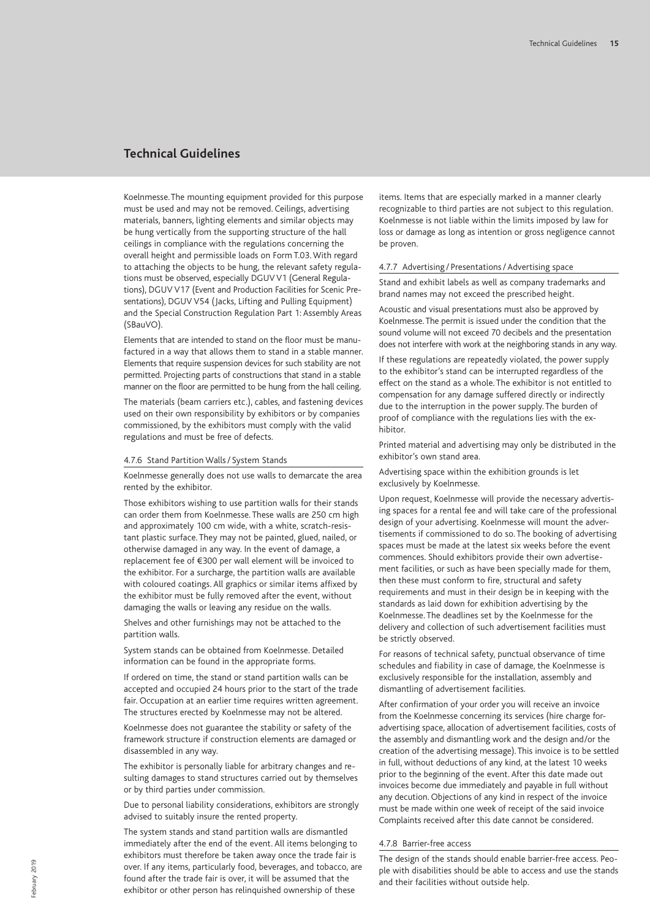# Technical Guidelines

Koelnmesse. The mounting equipment provided for this purpose must be used and may not be removed. Ceilings, advertising materials, banners, lighting elements and similar objects may be hung vertically from the supporting structure of the hall ceilings in compliance with the regulations concerning the overall height and permissible loads on Form T.03. With regard to attaching the objects to be hung, the relevant safety regulations must be observed, especially DGUV V1 (General Regulations), DGUV V17 (Event and Production Facilities for Scenic Presentations), DGUV V54 (Jacks, Lifting and Pulling Equipment) and the Special Construction Regulation Part 1: Assembly Areas (SBauVO).

Elements that are intended to stand on the floor must be manufactured in a way that allows them to stand in a stable manner. Elements that require suspension devices for such stability are not permitted. Projecting parts of constructions that stand in a stable manner on the floor are permitted to be hung from the hall ceiling.

The materials (beam carriers etc.), cables, and fastening devices used on their own responsibility by exhibitors or by companies commissioned, by the exhibitors must comply with the valid regulations and must be free of defects.

### 4.7.6 Stand Partition Walls / System Stands

Koelnmesse generally does not use walls to demarcate the area rented by the exhibitor.

Those exhibitors wishing to use partition walls for their stands can order them from Koelnmesse. These walls are 250 cm high and approximately 100 cm wide, with a white, scratch-resistant plastic surface. They may not be painted, glued, nailed, or otherwise damaged in any way. In the event of damage, a replacement fee of €300 per wall element will be invoiced to the exhibitor. For a surcharge, the partition walls are available with coloured coatings. All graphics or similar items affixed by the exhibitor must be fully removed after the event, without damaging the walls or leaving any residue on the walls.

Shelves and other furnishings may not be attached to the partition walls.

System stands can be obtained from Koelnmesse. Detailed information can be found in the appropriate forms.

If ordered on time, the stand or stand partition walls can be accepted and occupied 24 hours prior to the start of the trade fair. Occupation at an earlier time requires written agreement. The structures erected by Koelnmesse may not be altered.

Koelnmesse does not guarantee the stability or safety of the framework structure if construction elements are damaged or disassembled in any way.

The exhibitor is personally liable for arbitrary changes and resulting damages to stand structures carried out by themselves or by third parties under commission.

Due to personal liability considerations, exhibitors are strongly advised to suitably insure the rented property.

The system stands and stand partition walls are dismantled immediately after the end of the event. All items belonging to exhibitors must therefore be taken away once the trade fair is over. If any items, particularly food, beverages, and tobacco, are found after the trade fair is over, it will be assumed that the exhibitor or other person has relinquished ownership of these items. Items that are especially marked in a manner clearly recognizable to third parties are not subject to this regulation. Koelnmesse is not liable within the limits imposed by law for loss or damage as long as intention or gross negligence cannot be proven.

### 4.7.7 Advertising / Presentations / Advertising space

Stand and exhibit labels as well as company trademarks and brand names may not exceed the prescribed height.

Acoustic and visual presentations must also be approved by Koelnmesse. The permit is issued under the condition that the sound volume will not exceed 70 decibels and the presentation does not interfere with work at the neighboring stands in any way.

If these regulations are repeatedly violated, the power supply to the exhibitor's stand can be interrupted regardless of the effect on the stand as a whole. The exhibitor is not entitled to compensation for any damage suffered directly or indirectly due to the interruption in the power supply. The burden of proof of compliance with the regulations lies with the exhibitor.

Printed material and advertising may only be distributed in the exhibitor's own stand area.

Advertising space within the exhibition grounds is let exclusively by Koelnmesse.

Upon request, Koelnmesse will provide the necessary advertising spaces for a rental fee and will take care of the professional design of your advertising. Koelnmesse will mount the advertisements if commissioned to do so. The booking of advertising spaces must be made at the latest six weeks before the event commences. Should exhibitors provide their own advertisement facilities, or such as have been specially made for them, then these must conform to fire, structural and safety requirements and must in their design be in keeping with the standards as laid down for exhibition advertising by the Koelnmesse. The deadlines set by the Koelnmesse for the delivery and collection of such advertisement facilities must be strictly observed.

For reasons of technical safety, punctual observance of time schedules and fiability in case of damage, the Koelnmesse is exclusively responsible for the installation, assembly and dismantling of advertisement facilities.

After confirmation of your order you will receive an invoice from the Koelnmesse concerning its services (hire charge foradvertising space, allocation of advertisement facilities, costs of the assembly and dismantling work and the design and/or the creation of the advertising message). This invoice is to be settled in full, without deductions of any kind, at the latest 10 weeks prior to the beginning of the event. After this date made out invoices become due immediately and payable in full without any decution. Objections of any kind in respect of the invoice must be made within one week of receipt of the said invoice Complaints received after this date cannot be considered.

### 4.7.8 Barrier-free access

The design of the stands should enable barrier-free access. People with disabilities should be able to access and use the stands and their facilities without outside help.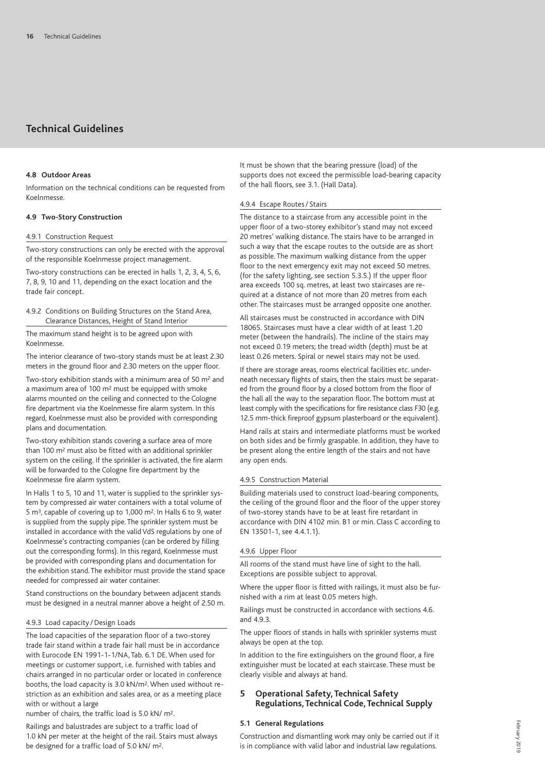# Technical Guidelines

### 4.8 Outdoor Areas

Information on the technical conditions can be requested from Koelnmesse.

### 4.9 Two-Story Construction

#### 4.9.1 Construction Request

Two-story constructions can only be erected with the approval of the responsible Koelnmesse project management.

Two-story constructions can be erected in halls 1, 2, 3, 4, 5, 6, 7, 8, 9, 10 and 11, depending on the exact location and the trade fair concept.

#### 4.9.2 Conditions on Building Structures on the Stand Area, Clearance Distances, Height of Stand Interior

The maximum stand height is to be agreed upon with Koelnmesse.

The interior clearance of two-story stands must be at least 2.30 meters in the ground floor and 2.30 meters on the upper floor.

Two-story exhibition stands with a minimum area of 50 m² and a maximum area of 100 m² must be equipped with smoke alarms mounted on the ceiling and connected to the Cologne fire department via the Koelnmesse fire alarm system. In this regard, Koelnmesse must also be provided with corresponding plans and documentation.

Two-story exhibition stands covering a surface area of more than 100 m² must also be fitted with an additional sprinkler system on the ceiling. If the sprinkler is activated, the fire alarm will be forwarded to the Cologne fire department by the Koelnmesse fire alarm system.

In Halls 1 to 5, 10 and 11, water is supplied to the sprinkler system by compressed air water containers with a total volume of 5 m³, capable of covering up to 1,000 m². In Halls 6 to 9, water is supplied from the supply pipe. The sprinkler system must be installed in accordance with the valid VdS regulations by one of Koelnmesse's contracting companies (can be ordered by filling out the corresponding forms). In this regard, Koelnmesse must be provided with corresponding plans and documentation for the exhibition stand. The exhibitor must provide the stand space needed for compressed air water container.

Stand constructions on the boundary between adjacent stands must be designed in a neutral manner above a height of 2.50 m.

#### 4.9.3 Load capacity / Design Loads

The load capacities of the separation floor of a two-storey trade fair stand within a trade fair hall must be in accordance with Eurocode EN 1991-1-1/NA, Tab. 6.1 DE. When used for meetings or customer support, i.e. furnished with tables and chairs arranged in no particular order or located in conference booths, the load capacity is 3.0 kN/m². When used without restriction as an exhibition and sales area, or as a meeting place with or without a large
number of chairs, the traffic load is 5.0 kN/ m².

Railings and balustrades are subject to a traffic load of 1.0 kN per meter at the height of the rail. Stairs must always be designed for a traffic load of 5.0 kN/ m².

It must be shown that the bearing pressure (load) of the supports does not exceed the permissible load-bearing capacity of the hall floors, see 3.1. (Hall Data).

#### 4.9.4 Escape Routes / Stairs

The distance to a staircase from any accessible point in the upper floor of a two-storey exhibitor's stand may not exceed 20 metres' walking distance. The stairs have to be arranged in such a way that the escape routes to the outside are as short as possible. The maximum walking distance from the upper floor to the next emergency exit may not exceed 50 metres. (for the safety lighting, see section 5.3.5.) If the upper floor area exceeds 100 sq. metres, at least two staircases are required at a distance of not more than 20 metres from each other. The staircases must be arranged opposite one another.

All staircases must be constructed in accordance with DIN 18065. Staircases must have a clear width of at least 1.20 meter (between the handrails). The incline of the stairs may not exceed 0.19 meters; the tread width (depth) must be at least 0.26 meters. Spiral or newel stairs may not be used.

If there are storage areas, rooms electrical facilities etc. underneath necessary flights of stairs, then the stairs must be separated from the ground floor by a closed bottom from the floor of the hall all the way to the separation floor. The bottom must at least comply with the specifications for fire resistance class F30 (e.g. 12.5 mm-thick fireproof gypsum plasterboard or the equivalent).

Hand rails at stairs and intermediate platforms must be worked on both sides and be firmly graspable. In addition, they have to be present along the entire length of the stairs and not have any open ends.

#### 4.9.5 Construction Material

Building materials used to construct load-bearing components, the ceiling of the ground floor and the floor of the upper storey of two-storey stands have to be at least fire retardant in accordance with DIN 4102 min. B1 or min. Class C according to EN 13501-1, see 4.4.1.1).

#### 4.9.6 Upper Floor

All rooms of the stand must have line of sight to the hall. Exceptions are possible subject to approval.

Where the upper floor is fitted with railings, it must also be furnished with a rim at least 0.05 meters high.

Railings must be constructed in accordance with sections 4.6. and 4.9.3.

The upper floors of stands in halls with sprinkler systems must always be open at the top.

In addition to the fire extinguishers on the ground floor, a fire extinguisher must be located at each staircase. These must be clearly visible and always at hand.

## 5 Operational Safety, Technical Safety Regulations, Technical Code, Technical Supply

### 5.1 General Regulations

Construction and dismantling work may only be carried out if it is in compliance with valid labor and industrial law regulations.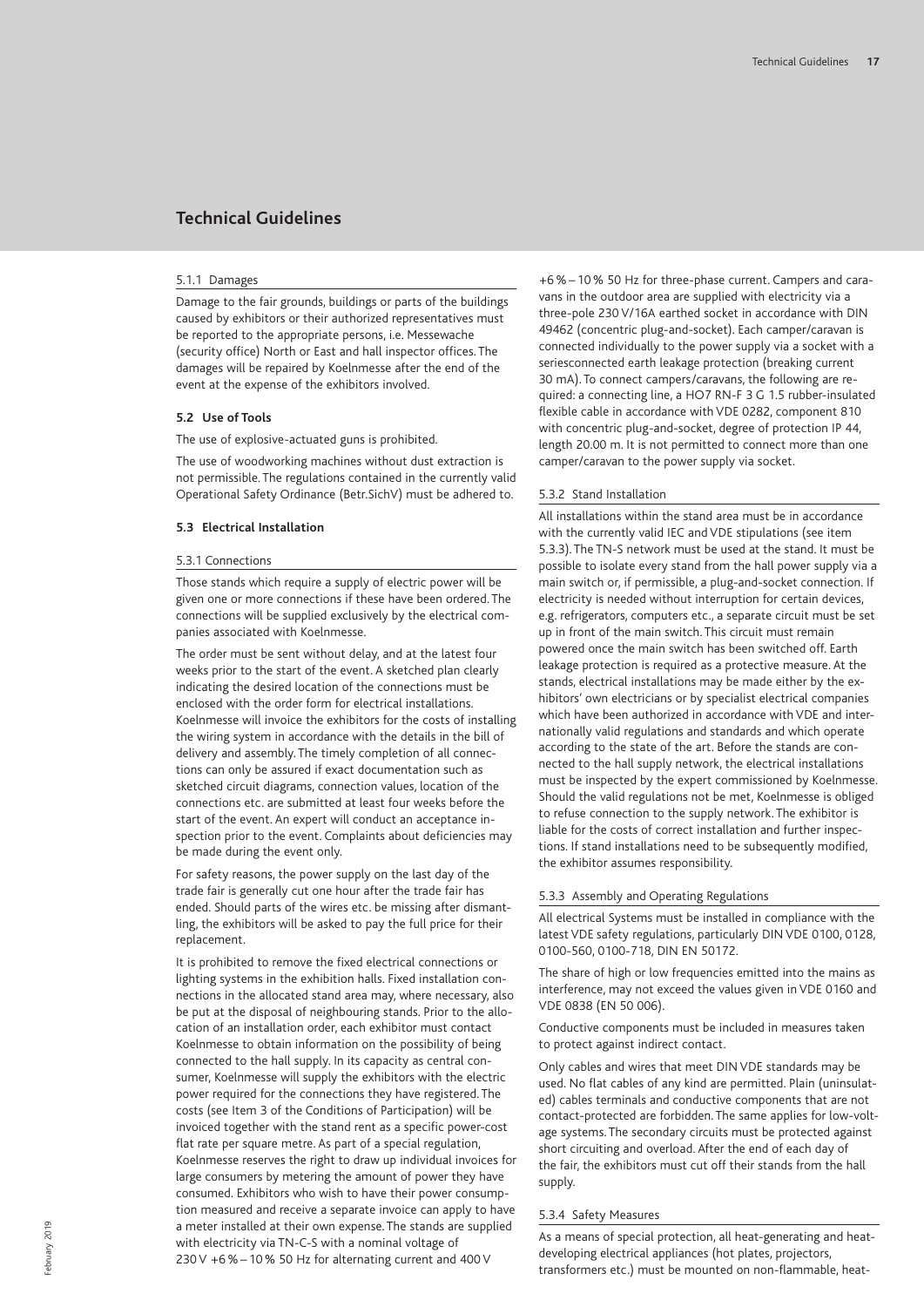# Technical Guidelines

#### 5.1.1 Damages

Damage to the fair grounds, buildings or parts of the buildings caused by exhibitors or their authorized representatives must be reported to the appropriate persons, i.e. Messewache (security office) North or East and hall inspector offices. The damages will be repaired by Koelnmesse after the end of the event at the expense of the exhibitors involved.

### 5.2 Use of Tools

The use of explosive-actuated guns is prohibited.

The use of woodworking machines without dust extraction is not permissible. The regulations contained in the currently valid Operational Safety Ordinance (Betr.SichV) must be adhered to.

### 5.3 Electrical Installation

#### 5.3.1 Connections

Those stands which require a supply of electric power will be given one or more connections if these have been ordered. The connections will be supplied exclusively by the electrical companies associated with Koelnmesse.

The order must be sent without delay, and at the latest four weeks prior to the start of the event. A sketched plan clearly indicating the desired location of the connections must be enclosed with the order form for electrical installations. Koelnmesse will invoice the exhibitors for the costs of installing the wiring system in accordance with the details in the bill of delivery and assembly. The timely completion of all connections can only be assured if exact documentation such as sketched circuit diagrams, connection values, location of the connections etc. are submitted at least four weeks before the start of the event. An expert will conduct an acceptance inspection prior to the event. Complaints about deficiencies may be made during the event only.

For safety reasons, the power supply on the last day of the trade fair is generally cut one hour after the trade fair has ended. Should parts of the wires etc. be missing after dismantling, the exhibitors will be asked to pay the full price for their replacement.

It is prohibited to remove the fixed electrical connections or lighting systems in the exhibition halls. Fixed installation connections in the allocated stand area may, where necessary, also be put at the disposal of neighbouring stands. Prior to the allocation of an installation order, each exhibitor must contact Koelnmesse to obtain information on the possibility of being connected to the hall supply. In its capacity as central consumer, Koelnmesse will supply the exhibitors with the electric power required for the connections they have registered. The costs (see Item 3 of the Conditions of Participation) will be invoiced together with the stand rent as a specific power-cost flat rate per square metre. As part of a special regulation, Koelnmesse reserves the right to draw up individual invoices for large consumers by metering the amount of power they have consumed. Exhibitors who wish to have their power consumption measured and receive a separate invoice can apply to have a meter installed at their own expense. The stands are supplied with electricity via TN-C-S with a nominal voltage of 230 V +6 % – 10 % 50 Hz for alternating current and 400 V +6 % – 10 % 50 Hz for three-phase current. Campers and caravans in the outdoor area are supplied with electricity via a three-pole 230 V/16A earthed socket in accordance with DIN 49462 (concentric plug-and-socket). Each camper/caravan is connected individually to the power supply via a socket with a seriesconnected earth leakage protection (breaking current 30 mA). To connect campers/caravans, the following are required: a connecting line, a HO7 RN-F 3 G 1.5 rubber-insulated flexible cable in accordance with VDE 0282, component 810 with concentric plug-and-socket, degree of protection IP 44, length 20.00 m. It is not permitted to connect more than one camper/caravan to the power supply via socket.

#### 5.3.2 Stand Installation

All installations within the stand area must be in accordance with the currently valid IEC and VDE stipulations (see item 5.3.3). The TN-S network must be used at the stand. It must be possible to isolate every stand from the hall power supply via a main switch or, if permissible, a plug-and-socket connection. If electricity is needed without interruption for certain devices, e.g. refrigerators, computers etc., a separate circuit must be set up in front of the main switch. This circuit must remain powered once the main switch has been switched off. Earth leakage protection is required as a protective measure. At the stands, electrical installations may be made either by the exhibitors' own electricians or by specialist electrical companies which have been authorized in accordance with VDE and internationally valid regulations and standards and which operate according to the state of the art. Before the stands are connected to the hall supply network, the electrical installations must be inspected by the expert commissioned by Koelnmesse. Should the valid regulations not be met, Koelnmesse is obliged to refuse connection to the supply network. The exhibitor is liable for the costs of correct installation and further inspections. If stand installations need to be subsequently modified, the exhibitor assumes responsibility.

#### 5.3.3 Assembly and Operating Regulations

All electrical Systems must be installed in compliance with the latest VDE safety regulations, particularly DIN VDE 0100, 0128, 0100-560, 0100-718, DIN EN 50172.

The share of high or low frequencies emitted into the mains as interference, may not exceed the values given in VDE 0160 and VDE 0838 (EN 50 006).

Conductive components must be included in measures taken to protect against indirect contact.

Only cables and wires that meet DIN VDE standards may be used. No flat cables of any kind are permitted. Plain (uninsulated) cables terminals and conductive components that are not contact-protected are forbidden. The same applies for low-voltage systems. The secondary circuits must be protected against short circuiting and overload. After the end of each day of the fair, the exhibitors must cut off their stands from the hall supply.

#### 5.3.4 Safety Measures

As a means of special protection, all heat-generating and heat-developing electrical appliances (hot plates, projectors, transformers etc.) must be mounted on non-flammable, heat-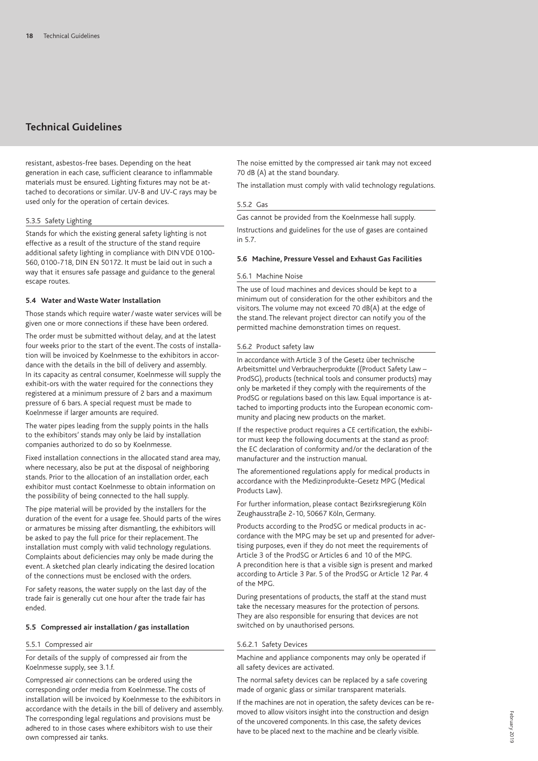# Technical Guidelines

resistant, asbestos-free bases. Depending on the heat generation in each case, sufficient clearance to inflammable materials must be ensured. Lighting fixtures may not be attached to decorations or similar. UV-B and UV-C rays may be used only for the operation of certain devices.

#### 5.3.5 Safety Lighting

Stands for which the existing general safety lighting is not effective as a result of the structure of the stand require additional safety lighting in compliance with DIN VDE 0100-560, 0100-718, DIN EN 50172. It must be laid out in such a way that it ensures safe passage and guidance to the general escape routes.

### 5.4 Water and Waste Water Installation

Those stands which require water / waste water services will be given one or more connections if these have been ordered.

The order must be submitted without delay, and at the latest four weeks prior to the start of the event. The costs of installation will be invoiced by Koelnmesse to the exhibitors in accordance with the details in the bill of delivery and assembly. In its capacity as central consumer, Koelnmesse will supply the exhibit-ors with the water required for the connections they registered at a minimum pressure of 2 bars and a maximum pressure of 6 bars. A special request must be made to Koelnmesse if larger amounts are required.

The water pipes leading from the supply points in the halls to the exhibitors' stands may only be laid by installation companies authorized to do so by Koelnmesse.

Fixed installation connections in the allocated stand area may, where necessary, also be put at the disposal of neighboring stands. Prior to the allocation of an installation order, each exhibitor must contact Koelnmesse to obtain information on the possibility of being connected to the hall supply.

The pipe material will be provided by the installers for the duration of the event for a usage fee. Should parts of the wires or armatures be missing after dismantling, the exhibitors will be asked to pay the full price for their replacement. The installation must comply with valid technology regulations. Complaints about deficiencies may only be made during the event. A sketched plan clearly indicating the desired location of the connections must be enclosed with the orders.

For safety reasons, the water supply on the last day of the trade fair is generally cut one hour after the trade fair has ended.

### 5.5 Compressed air installation / gas installation

#### 5.5.1 Compressed air

For details of the supply of compressed air from the Koelnmesse supply, see 3.1.f.

Compressed air connections can be ordered using the corresponding order media from Koelnmesse. The costs of installation will be invoiced by Koelnmesse to the exhibitors in accordance with the details in the bill of delivery and assembly. The corresponding legal regulations and provisions must be adhered to in those cases where exhibitors wish to use their own compressed air tanks.

The noise emitted by the compressed air tank may not exceed 70 dB (A) at the stand boundary.

The installation must comply with valid technology regulations.

#### 5.5.2 Gas

Gas cannot be provided from the Koelnmesse hall supply.

Instructions and guidelines for the use of gases are contained in 5.7.

### 5.6 Machine, Pressure Vessel and Exhaust Gas Facilities

#### 5.6.1 Machine Noise

The use of loud machines and devices should be kept to a minimum out of consideration for the other exhibitors and the visitors. The volume may not exceed 70 dB(A) at the edge of the stand. The relevant project director can notify you of the permitted machine demonstration times on request.

#### 5.6.2 Product safety law

In accordance with Article 3 of the Gesetz über technische Arbeitsmittel und Verbraucherprodukte ((Product Safety Law – ProdSG), products (technical tools and consumer products) may only be marketed if they comply with the requirements of the ProdSG or regulations based on this law. Equal importance is attached to importing products into the European economic community and placing new products on the market.

If the respective product requires a CE certification, the exhibitor must keep the following documents at the stand as proof: the EC declaration of conformity and/or the declaration of the manufacturer and the instruction manual.

The aforementioned regulations apply for medical products in accordance with the Medizinprodukte-Gesetz MPG (Medical Products Law).

For further information, please contact Bezirksregierung Köln Zeughausstraße 2-10, 50667 Köln, Germany.

Products according to the ProdSG or medical products in accordance with the MPG may be set up and presented for advertising purposes, even if they do not meet the requirements of Article 3 of the ProdSG or Articles 6 and 10 of the MPG. A precondition here is that a visible sign is present and marked according to Article 3 Par. 5 of the ProdSG or Article 12 Par. 4 of the MPG.

During presentations of products, the staff at the stand must take the necessary measures for the protection of persons. They are also responsible for ensuring that devices are not switched on by unauthorised persons.

#### 5.6.2.1 Safety Devices

Machine and appliance components may only be operated if all safety devices are activated.

The normal safety devices can be replaced by a safe covering made of organic glass or similar transparent materials.

If the machines are not in operation, the safety devices can be removed to allow visitors insight into the construction and design of the uncovered components. In this case, the safety devices have to be placed next to the machine and be clearly visible.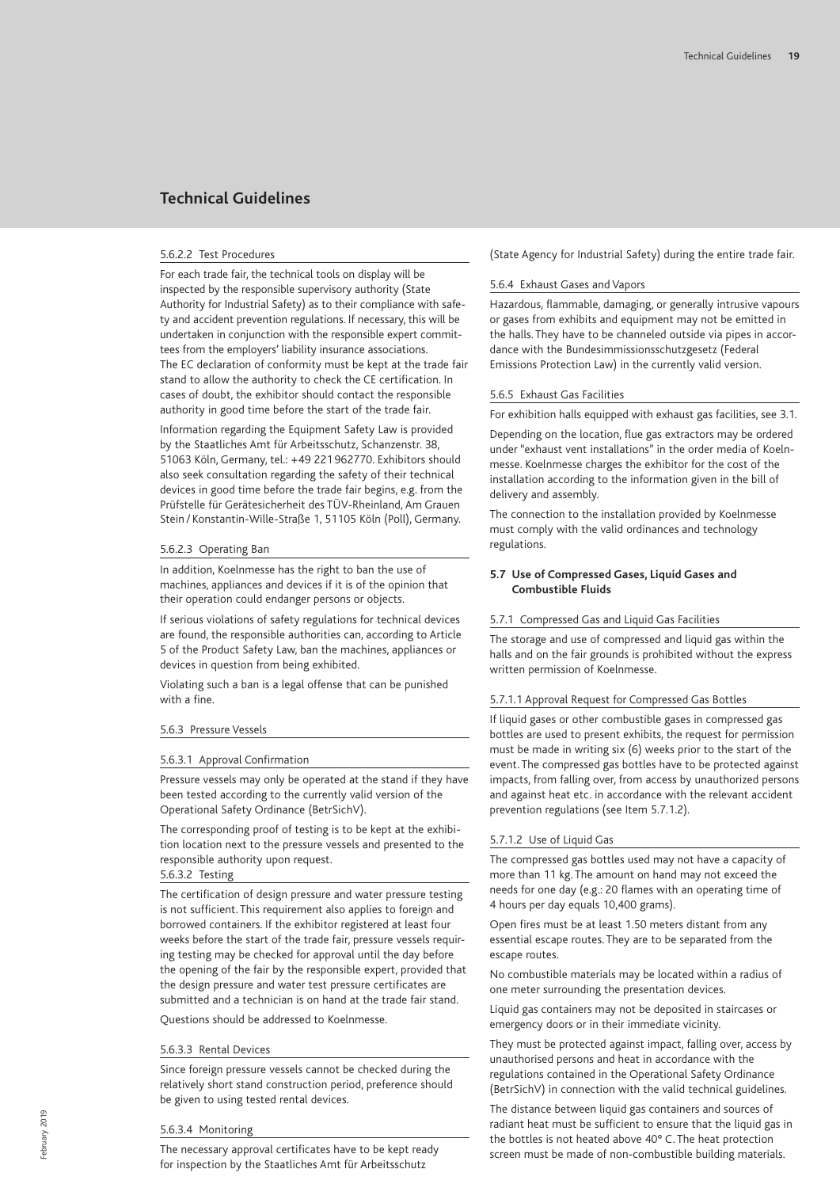## Technical Guidelines

#### 5.6.2.2 Test Procedures

For each trade fair, the technical tools on display will be inspected by the responsible supervisory authority (State Authority for Industrial Safety) as to their compliance with safety and accident prevention regulations. If necessary, this will be undertaken in conjunction with the responsible expert committees from the employers' liability insurance associations. The EC declaration of conformity must be kept at the trade fair stand to allow the authority to check the CE certification. In cases of doubt, the exhibitor should contact the responsible authority in good time before the start of the trade fair.

Information regarding the Equipment Safety Law is provided by the Staatliches Amt für Arbeitsschutz, Schanzenstr. 38, 51063 Köln, Germany, tel.: +49 221 962770. Exhibitors should also seek consultation regarding the safety of their technical devices in good time before the trade fair begins, e.g. from the Prüfstelle für Gerätesicherheit des TÜV-Rheinland, Am Grauen Stein / Konstantin-Wille-Straße 1, 51105 Köln (Poll), Germany.

#### 5.6.2.3 Operating Ban

In addition, Koelnmesse has the right to ban the use of machines, appliances and devices if it is of the opinion that their operation could endanger persons or objects.

If serious violations of safety regulations for technical devices are found, the responsible authorities can, according to Article 5 of the Product Safety Law, ban the machines, appliances or devices in question from being exhibited.

Violating such a ban is a legal offense that can be punished with a fine.

### 5.6.3 Pressure Vessels

#### 5.6.3.1 Approval Confirmation

Pressure vessels may only be operated at the stand if they have been tested according to the currently valid version of the Operational Safety Ordinance (BetrSichV).

The corresponding proof of testing is to be kept at the exhibition location next to the pressure vessels and presented to the responsible authority upon request.

#### 5.6.3.2 Testing

The certification of design pressure and water pressure testing is not sufficient. This requirement also applies to foreign and borrowed containers. If the exhibitor registered at least four weeks before the start of the trade fair, pressure vessels requiring testing may be checked for approval until the day before the opening of the fair by the responsible expert, provided that the design pressure and water test pressure certificates are submitted and a technician is on hand at the trade fair stand.

Questions should be addressed to Koelnmesse.

#### 5.6.3.3 Rental Devices

Since foreign pressure vessels cannot be checked during the relatively short stand construction period, preference should be given to using tested rental devices.

#### 5.6.3.4 Monitoring

The necessary approval certificates have to be kept ready for inspection by the Staatliches Amt für Arbeitsschutz (State Agency for Industrial Safety) during the entire trade fair.

### 5.6.4 Exhaust Gases and Vapors

Hazardous, flammable, damaging, or generally intrusive vapours or gases from exhibits and equipment may not be emitted in the halls. They have to be channeled outside via pipes in accordance with the Bundesimmissionsschutzgesetz (Federal Emissions Protection Law) in the currently valid version.

### 5.6.5 Exhaust Gas Facilities

For exhibition halls equipped with exhaust gas facilities, see 3.1.

Depending on the location, flue gas extractors may be ordered under "exhaust vent installations" in the order media of Koelnmesse. Koelnmesse charges the exhibitor for the cost of the installation according to the information given in the bill of delivery and assembly.

The connection to the installation provided by Koelnmesse must comply with the valid ordinances and technology regulations.

## 5.7 Use of Compressed Gases, Liquid Gases and Combustible Fluids

### 5.7.1 Compressed Gas and Liquid Gas Facilities

The storage and use of compressed and liquid gas within the halls and on the fair grounds is prohibited without the express written permission of Koelnmesse.

#### 5.7.1.1 Approval Request for Compressed Gas Bottles

If liquid gases or other combustible gases in compressed gas bottles are used to present exhibits, the request for permission must be made in writing six (6) weeks prior to the start of the event. The compressed gas bottles have to be protected against impacts, from falling over, from access by unauthorized persons and against heat etc. in accordance with the relevant accident prevention regulations (see Item 5.7.1.2).

#### 5.7.1.2 Use of Liquid Gas

The compressed gas bottles used may not have a capacity of more than 11 kg. The amount on hand may not exceed the needs for one day (e.g.: 20 flames with an operating time of 4 hours per day equals 10,400 grams).

Open fires must be at least 1.50 meters distant from any essential escape routes. They are to be separated from the escape routes.

No combustible materials may be located within a radius of one meter surrounding the presentation devices.

Liquid gas containers may not be deposited in staircases or emergency doors or in their immediate vicinity.

They must be protected against impact, falling over, access by unauthorised persons and heat in accordance with the regulations contained in the Operational Safety Ordinance (BetrSichV) in connection with the valid technical guidelines.

The distance between liquid gas containers and sources of radiant heat must be sufficient to ensure that the liquid gas in the bottles is not heated above 40° C. The heat protection screen must be made of non-combustible building materials.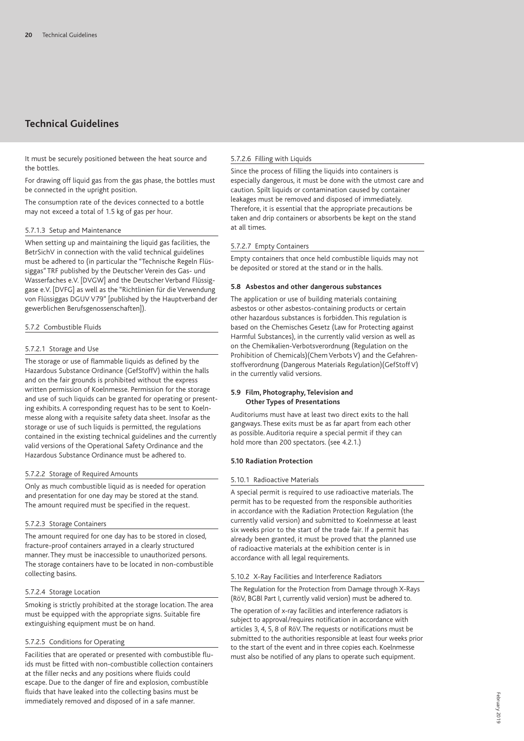# Technical Guidelines

It must be securely positioned between the heat source and the bottles.

For drawing off liquid gas from the gas phase, the bottles must be connected in the upright position.

The consumption rate of the devices connected to a bottle may not exceed a total of 1.5 kg of gas per hour.

#### 5.7.1.3 Setup and Maintenance

When setting up and maintaining the liquid gas facilities, the BetrSichV in connection with the valid technical guidelines must be adhered to (in particular the "Technische Regeln Flüssiggas" TRF published by the Deutscher Verein des Gas- und Wasserfaches e.V. [DVGW] and the Deutscher Verband Flüssiggase e.V. [DVFG] as well as the "Richtlinien für die Verwendung von Flüssiggas DGUV V79" [published by the Hauptverband der gewerblichen Berufsgenossenschaften]).

### 5.7.2 Combustible Fluids

#### 5.7.2.1 Storage and Use

The storage or use of flammable liquids as defined by the Hazardous Substance Ordinance (GefStoffV) within the halls and on the fair grounds is prohibited without the express written permission of Koelnmesse. Permission for the storage and use of such liquids can be granted for operating or presenting exhibits. A corresponding request has to be sent to Koelnmesse along with a requisite safety data sheet. Insofar as the storage or use of such liquids is permitted, the regulations contained in the existing technical guidelines and the currently valid versions of the Operational Safety Ordinance and the Hazardous Substance Ordinance must be adhered to.

#### 5.7.2.2 Storage of Required Amounts

Only as much combustible liquid as is needed for operation and presentation for one day may be stored at the stand. The amount required must be specified in the request.

#### 5.7.2.3 Storage Containers

The amount required for one day has to be stored in closed, fracture-proof containers arrayed in a clearly structured manner. They must be inaccessible to unauthorized persons. The storage containers have to be located in non-combustible collecting basins.

#### 5.7.2.4 Storage Location

Smoking is strictly prohibited at the storage location. The area must be equipped with the appropriate signs. Suitable fire extinguishing equipment must be on hand.

#### 5.7.2.5 Conditions for Operating

Facilities that are operated or presented with combustible fluids must be fitted with non-combustible collection containers at the filler necks and any positions where fluids could escape. Due to the danger of fire and explosion, combustible fluids that have leaked into the collecting basins must be immediately removed and disposed of in a safe manner.

#### 5.7.2.6 Filling with Liquids

Since the process of filling the liquids into containers is especially dangerous, it must be done with the utmost care and caution. Spilt liquids or contamination caused by container leakages must be removed and disposed of immediately. Therefore, it is essential that the appropriate precautions be taken and drip containers or absorbents be kept on the stand at all times.

#### 5.7.2.7 Empty Containers

Empty containers that once held combustible liquids may not be deposited or stored at the stand or in the halls.

## 5.8 Asbestos and other dangerous substances

The application or use of building materials containing asbestos or other asbestos-containing products or certain other hazardous substances is forbidden. This regulation is based on the Chemisches Gesetz (Law for Protecting against Harmful Substances), in the currently valid version as well as on the Chemikalien-Verbotsverordnung (Regulation on the Prohibition of Chemicals)(Chem Verbots V) and the Gefahrenstoffverordnung (Dangerous Materials Regulation)(GefStoff V) in the currently valid versions.

## 5.9 Film, Photography, Television and Other Types of Presentations

Auditoriums must have at least two direct exits to the hall gangways. These exits must be as far apart from each other as possible. Auditoria require a special permit if they can hold more than 200 spectators. (see 4.2.1.)

## 5.10 Radiation Protection

### 5.10.1 Radioactive Materials

A special permit is required to use radioactive materials. The permit has to be requested from the responsible authorities in accordance with the Radiation Protection Regulation (the currently valid version) and submitted to Koelnmesse at least six weeks prior to the start of the trade fair. If a permit has already been granted, it must be proved that the planned use of radioactive materials at the exhibition center is in accordance with all legal requirements.

### 5.10.2 X-Ray Facilities and Interference Radiators

The Regulation for the Protection from Damage through X-Rays (RöV, BGBl Part I, currently valid version) must be adhered to.

The operation of x-ray facilities and interference radiators is subject to approval/requires notification in accordance with articles 3, 4, 5, 8 of RöV. The requests or notifications must be submitted to the authorities responsible at least four weeks prior to the start of the event and in three copies each. Koelnmesse must also be notified of any plans to operate such equipment.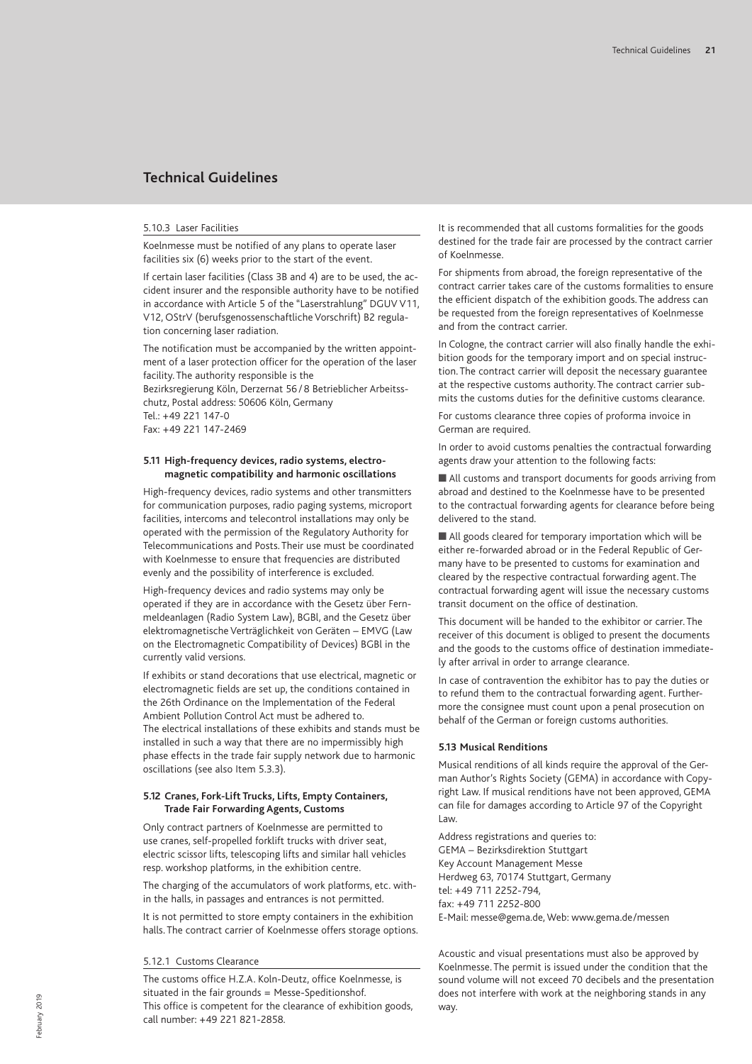## Technical Guidelines

#### 5.10.3 Laser Facilities

Koelnmesse must be notified of any plans to operate laser facilities six (6) weeks prior to the start of the event.

If certain laser facilities (Class 3B and 4) are to be used, the accident insurer and the responsible authority have to be notified in accordance with Article 5 of the "Laserstrahlung" DGUV V11, V12, OStrV (berufsgenossenschaftliche Vorschrift) B2 regulation concerning laser radiation.

The notification must be accompanied by the written appointment of a laser protection officer for the operation of the laser facility. The authority responsible is the
Bezirksregierung Köln, Derzernat 56 / 8 Betrieblicher Arbeitsschutz, Postal address: 50606 Köln, Germany
Tel.: +49 221 147-0
Fax: +49 221 147-2469

### 5.11 High-frequency devices, radio systems, electromagnetic compatibility and harmonic oscillations

High-frequency devices, radio systems and other transmitters for communication purposes, radio paging systems, microport facilities, intercoms and telecontrol installations may only be operated with the permission of the Regulatory Authority for Telecommunications and Posts. Their use must be coordinated with Koelnmesse to ensure that frequencies are distributed evenly and the possibility of interference is excluded.

High-frequency devices and radio systems may only be operated if they are in accordance with the Gesetz über Fernmeldeanlagen (Radio System Law), BGBl, and the Gesetz über elektromagnetische Verträglichkeit von Geräten – EMVG (Law on the Electromagnetic Compatibility of Devices) BGBl in the currently valid versions.

If exhibits or stand decorations that use electrical, magnetic or electromagnetic fields are set up, the conditions contained in the 26th Ordinance on the Implementation of the Federal Ambient Pollution Control Act must be adhered to.
The electrical installations of these exhibits and stands must be installed in such a way that there are no impermissibly high phase effects in the trade fair supply network due to harmonic oscillations (see also Item 5.3.3).

### 5.12 Cranes, Fork-Lift Trucks, Lifts, Empty Containers, Trade Fair Forwarding Agents, Customs

Only contract partners of Koelnmesse are permitted to use cranes, self-propelled forklift trucks with driver seat, electric scissor lifts, telescoping lifts and similar hall vehicles resp. workshop platforms, in the exhibition centre.

The charging of the accumulators of work platforms, etc. within the halls, in passages and entrances is not permitted.

It is not permitted to store empty containers in the exhibition halls. The contract carrier of Koelnmesse offers storage options.

#### 5.12.1 Customs Clearance

The customs office H.Z.A. Koln-Deutz, office Koelnmesse, is situated in the fair grounds = Messe-Speditionshof.
This office is competent for the clearance of exhibition goods, call number: +49 221 821-2858.

It is recommended that all customs formalities for the goods destined for the trade fair are processed by the contract carrier of Koelnmesse.

For shipments from abroad, the foreign representative of the contract carrier takes care of the customs formalities to ensure the efficient dispatch of the exhibition goods. The address can be requested from the foreign representatives of Koelnmesse and from the contract carrier.

In Cologne, the contract carrier will also finally handle the exhibition goods for the temporary import and on special instruction. The contract carrier will deposit the necessary guarantee at the respective customs authority. The contract carrier submits the customs duties for the definitive customs clearance.

For customs clearance three copies of proforma invoice in German are required.

In order to avoid customs penalties the contractual forwarding agents draw your attention to the following facts:

- All customs and transport documents for goods arriving from abroad and destined to the Koelnmesse have to be presented to the contractual forwarding agents for clearance before being delivered to the stand.
- All goods cleared for temporary importation which will be either re-forwarded abroad or in the Federal Republic of Germany have to be presented to customs for examination and cleared by the respective contractual forwarding agent. The contractual forwarding agent will issue the necessary customs transit document on the office of destination.

This document will be handed to the exhibitor or carrier. The receiver of this document is obliged to present the documents and the goods to the customs office of destination immediately after arrival in order to arrange clearance.

In case of contravention the exhibitor has to pay the duties or to refund them to the contractual forwarding agent. Furthermore the consignee must count upon a penal prosecution on behalf of the German or foreign customs authorities.

### 5.13 Musical Renditions

Musical renditions of all kinds require the approval of the German Author's Rights Society (GEMA) in accordance with Copyright Law. If musical renditions have not been approved, GEMA can file for damages according to Article 97 of the Copyright Law.

Address registrations and queries to:
GEMA – Bezirksdirektion Stuttgart
Key Account Management Messe
Herdweg 63, 70174 Stuttgart, Germany
tel: +49 711 2252-794,
fax: +49 711 2252-800
E-Mail: messe@gema.de, Web: www.gema.de/messen

Acoustic and visual presentations must also be approved by Koelnmesse. The permit is issued under the condition that the sound volume will not exceed 70 decibels and the presentation does not interfere with work at the neighboring stands in any way.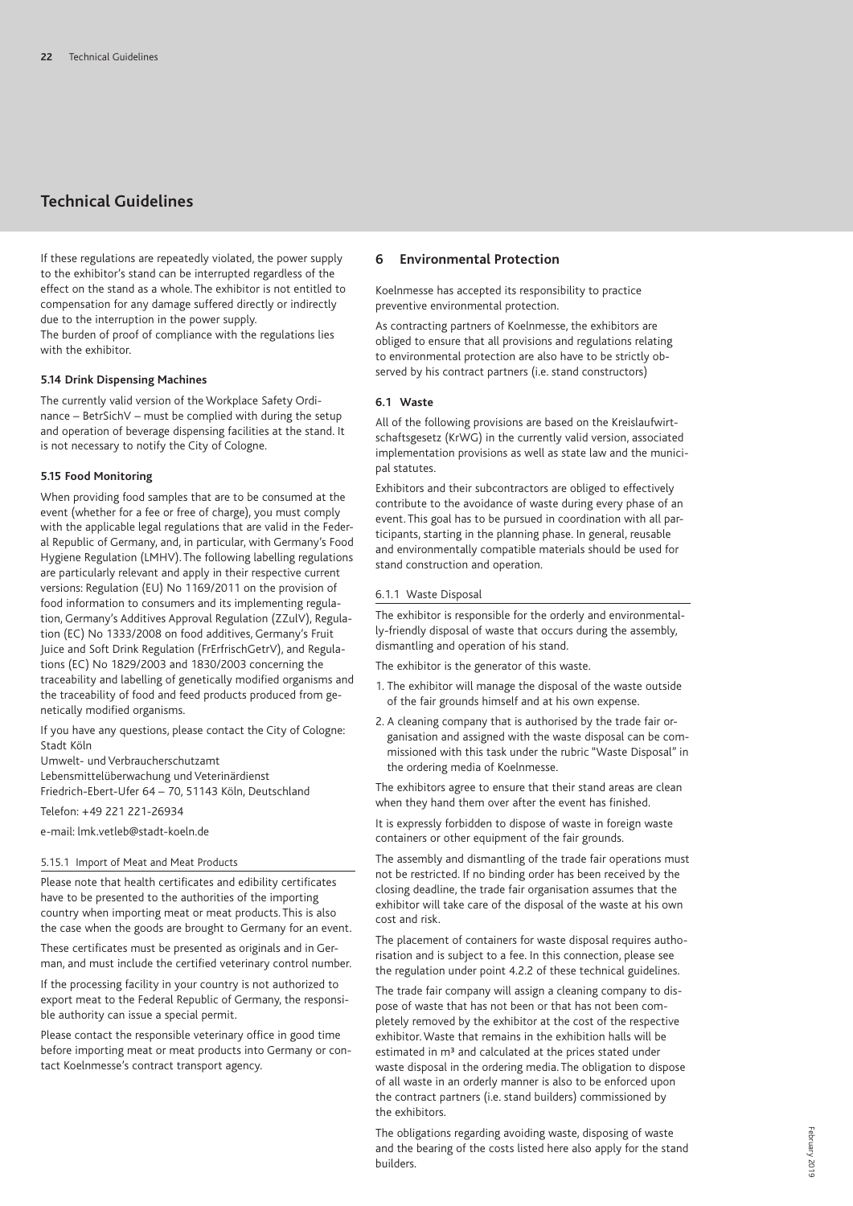# Technical Guidelines

If these regulations are repeatedly violated, the power supply to the exhibitor's stand can be interrupted regardless of the effect on the stand as a whole. The exhibitor is not entitled to compensation for any damage suffered directly or indirectly due to the interruption in the power supply.
The burden of proof of compliance with the regulations lies with the exhibitor.

### 5.14 Drink Dispensing Machines

The currently valid version of the Workplace Safety Ordinance – BetrSichV – must be complied with during the setup and operation of beverage dispensing facilities at the stand. It is not necessary to notify the City of Cologne.

### 5.15 Food Monitoring

When providing food samples that are to be consumed at the event (whether for a fee or free of charge), you must comply with the applicable legal regulations that are valid in the Federal Republic of Germany, and, in particular, with Germany's Food Hygiene Regulation (LMHV). The following labelling regulations are particularly relevant and apply in their respective current versions: Regulation (EU) No 1169/2011 on the provision of food information to consumers and its implementing regulation, Germany's Additives Approval Regulation (ZZulV), Regulation (EC) No 1333/2008 on food additives, Germany's Fruit Juice and Soft Drink Regulation (FrErfrischGetrV), and Regulations (EC) No 1829/2003 and 1830/2003 concerning the traceability and labelling of genetically modified organisms and the traceability of food and feed products produced from genetically modified organisms.

If you have any questions, please contact the City of Cologne:
Stadt Köln
Umwelt- und Verbraucherschutzamt
Lebensmittelüberwachung und Veterinärdienst
Friedrich-Ebert-Ufer 64 – 70, 51143 Köln, Deutschland

Telefon: +49 221 221-26934

e-mail: lmk.vetleb@stadt-koeln.de

#### 5.15.1 Import of Meat and Meat Products

Please note that health certificates and edibility certificates have to be presented to the authorities of the importing country when importing meat or meat products. This is also the case when the goods are brought to Germany for an event.

These certificates must be presented as originals and in German, and must include the certified veterinary control number.

If the processing facility in your country is not authorized to export meat to the Federal Republic of Germany, the responsible authority can issue a special permit.

Please contact the responsible veterinary office in good time before importing meat or meat products into Germany or contact Koelnmesse's contract transport agency.

## 6 Environmental Protection

Koelnmesse has accepted its responsibility to practice preventive environmental protection.

As contracting partners of Koelnmesse, the exhibitors are obliged to ensure that all provisions and regulations relating to environmental protection are also have to be strictly observed by his contract partners (i.e. stand constructors)

### 6.1 Waste

All of the following provisions are based on the Kreislaufwirtschaftsgesetz (KrWG) in the currently valid version, associated implementation provisions as well as state law and the municipal statutes.

Exhibitors and their subcontractors are obliged to effectively contribute to the avoidance of waste during every phase of an event. This goal has to be pursued in coordination with all participants, starting in the planning phase. In general, reusable and environmentally compatible materials should be used for stand construction and operation.

#### 6.1.1 Waste Disposal

The exhibitor is responsible for the orderly and environmentally-friendly disposal of waste that occurs during the assembly, dismantling and operation of his stand.

The exhibitor is the generator of this waste.

1. The exhibitor will manage the disposal of the waste outside of the fair grounds himself and at his own expense.
2. A cleaning company that is authorised by the trade fair organisation and assigned with the waste disposal can be commissioned with this task under the rubric "Waste Disposal" in the ordering media of Koelnmesse.

The exhibitors agree to ensure that their stand areas are clean when they hand them over after the event has finished.

It is expressly forbidden to dispose of waste in foreign waste containers or other equipment of the fair grounds.

The assembly and dismantling of the trade fair operations must not be restricted. If no binding order has been received by the closing deadline, the trade fair organisation assumes that the exhibitor will take care of the disposal of the waste at his own cost and risk.

The placement of containers for waste disposal requires authorisation and is subject to a fee. In this connection, please see the regulation under point 4.2.2 of these technical guidelines.

The trade fair company will assign a cleaning company to dispose of waste that has not been or that has not been completely removed by the exhibitor at the cost of the respective exhibitor. Waste that remains in the exhibition halls will be estimated in m³ and calculated at the prices stated under waste disposal in the ordering media. The obligation to dispose of all waste in an orderly manner is also to be enforced upon the contract partners (i.e. stand builders) commissioned by the exhibitors.

The obligations regarding avoiding waste, disposing of waste and the bearing of the costs listed here also apply for the stand builders.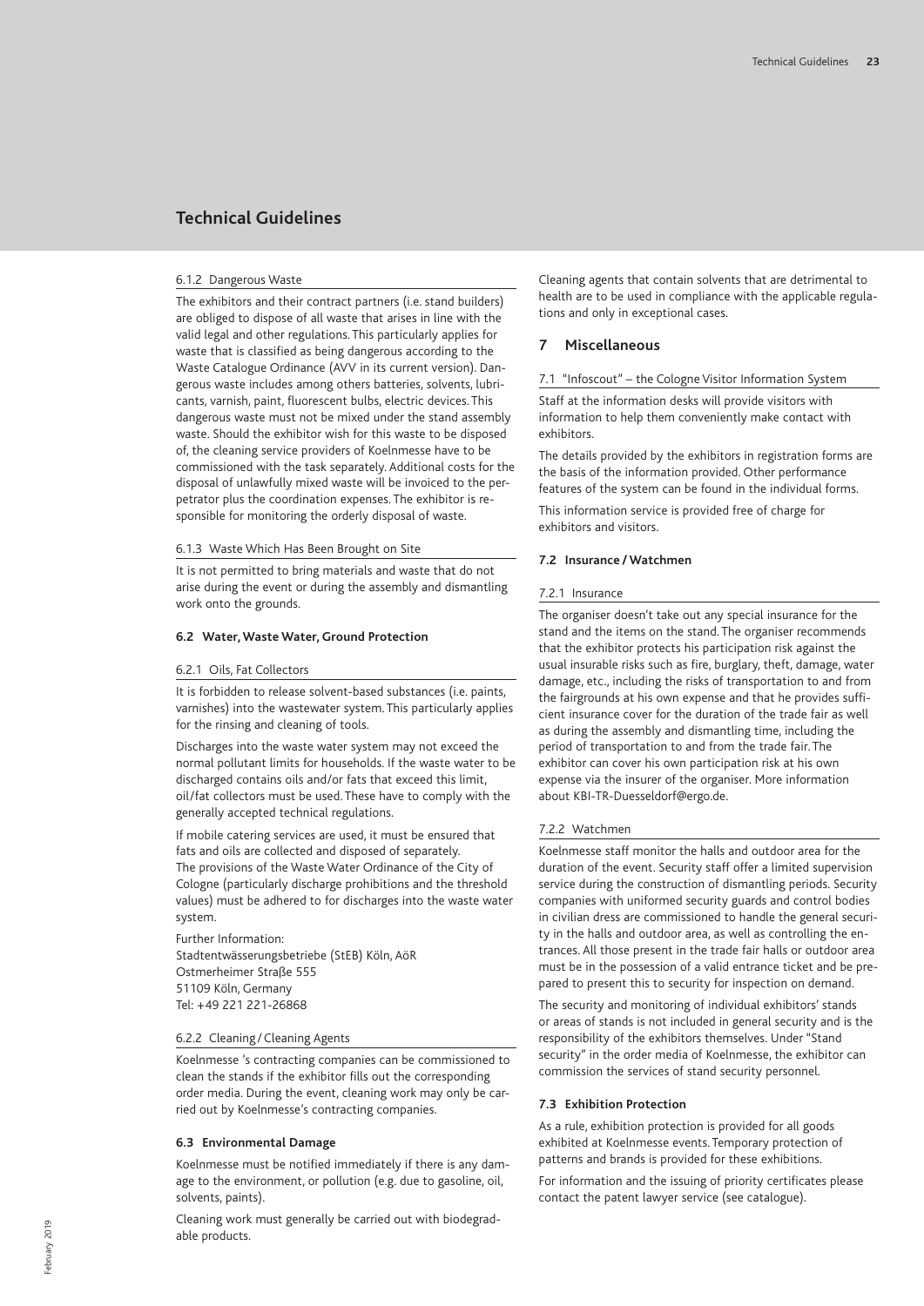# Technical Guidelines

#### 6.1.2 Dangerous Waste

The exhibitors and their contract partners (i.e. stand builders) are obliged to dispose of all waste that arises in line with the valid legal and other regulations. This particularly applies for waste that is classified as being dangerous according to the Waste Catalogue Ordinance (AVV in its current version). Dangerous waste includes among others batteries, solvents, lubricants, varnish, paint, fluorescent bulbs, electric devices. This dangerous waste must not be mixed under the stand assembly waste. Should the exhibitor wish for this waste to be disposed of, the cleaning service providers of Koelnmesse have to be commissioned with the task separately. Additional costs for the disposal of unlawfully mixed waste will be invoiced to the perpetrator plus the coordination expenses. The exhibitor is responsible for monitoring the orderly disposal of waste.

#### 6.1.3 Waste Which Has Been Brought on Site

It is not permitted to bring materials and waste that do not arise during the event or during the assembly and dismantling work onto the grounds.

### 6.2 Water, Waste Water, Ground Protection

#### 6.2.1 Oils, Fat Collectors

It is forbidden to release solvent-based substances (i.e. paints, varnishes) into the wastewater system. This particularly applies for the rinsing and cleaning of tools.

Discharges into the waste water system may not exceed the normal pollutant limits for households. If the waste water to be discharged contains oils and/or fats that exceed this limit, oil/fat collectors must be used. These have to comply with the generally accepted technical regulations.

If mobile catering services are used, it must be ensured that fats and oils are collected and disposed of separately.
The provisions of the Waste Water Ordinance of the City of Cologne (particularly discharge prohibitions and the threshold values) must be adhered to for discharges into the waste water system.

Further Information:
Stadtentwässerungsbetriebe (StEB) Köln, AöR
Ostmerheimer Straße 555
51109 Köln, Germany
Tel: +49 221 221-26868

#### 6.2.2 Cleaning / Cleaning Agents

Koelnmesse 's contracting companies can be commissioned to clean the stands if the exhibitor fills out the corresponding order media. During the event, cleaning work may only be carried out by Koelnmesse's contracting companies.

### 6.3 Environmental Damage

Koelnmesse must be notified immediately if there is any damage to the environment, or pollution (e.g. due to gasoline, oil, solvents, paints).

Cleaning work must generally be carried out with biodegradable products.

Cleaning agents that contain solvents that are detrimental to health are to be used in compliance with the applicable regulations and only in exceptional cases.

## 7 Miscellaneous

#### 7.1 "Infoscout" – the Cologne Visitor Information System

Staff at the information desks will provide visitors with information to help them conveniently make contact with exhibitors.

The details provided by the exhibitors in registration forms are the basis of the information provided. Other performance features of the system can be found in the individual forms.

This information service is provided free of charge for exhibitors and visitors.

### 7.2 Insurance / Watchmen

#### 7.2.1 Insurance

The organiser doesn't take out any special insurance for the stand and the items on the stand. The organiser recommends that the exhibitor protects his participation risk against the usual insurable risks such as fire, burglary, theft, damage, water damage, etc., including the risks of transportation to and from the fairgrounds at his own expense and that he provides sufficient insurance cover for the duration of the trade fair as well as during the assembly and dismantling time, including the period of transportation to and from the trade fair. The exhibitor can cover his own participation risk at his own expense via the insurer of the organiser. More information about KBI-TR-Duesseldorf@ergo.de.

#### 7.2.2 Watchmen

Koelnmesse staff monitor the halls and outdoor area for the duration of the event. Security staff offer a limited supervision service during the construction of dismantling periods. Security companies with uniformed security guards and control bodies in civilian dress are commissioned to handle the general security in the halls and outdoor area, as well as controlling the entrances. All those present in the trade fair halls or outdoor area must be in the possession of a valid entrance ticket and be prepared to present this to security for inspection on demand.

The security and monitoring of individual exhibitors' stands or areas of stands is not included in general security and is the responsibility of the exhibitors themselves. Under "Stand security" in the order media of Koelnmesse, the exhibitor can commission the services of stand security personnel.

### 7.3 Exhibition Protection

As a rule, exhibition protection is provided for all goods exhibited at Koelnmesse events. Temporary protection of patterns and brands is provided for these exhibitions.

For information and the issuing of priority certificates please contact the patent lawyer service (see catalogue).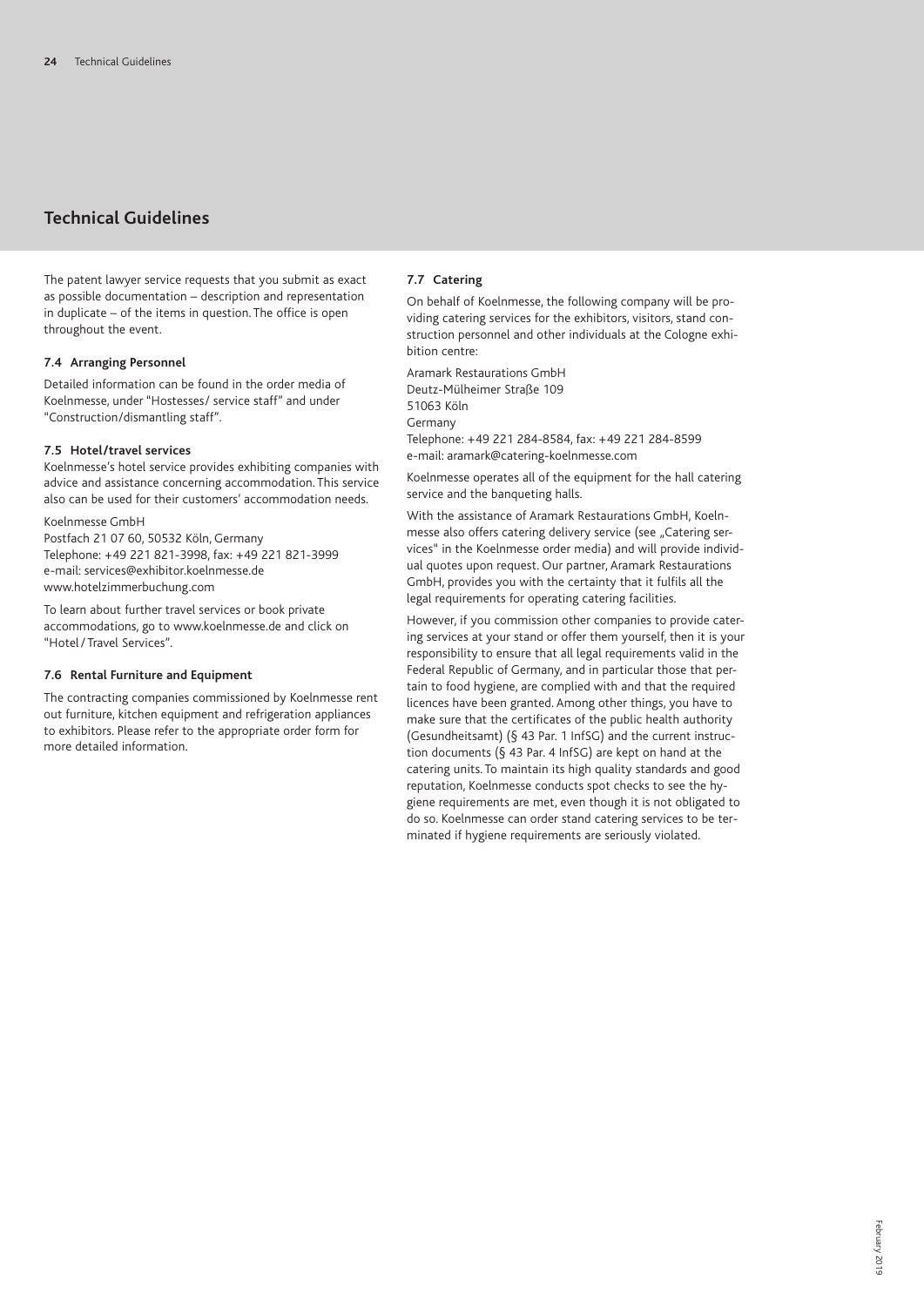## Technical Guidelines

The patent lawyer service requests that you submit as exact as possible documentation – description and representation in duplicate – of the items in question. The office is open throughout the event.

#### 7.4 Arranging Personnel

Detailed information can be found in the order media of Koelnmesse, under "Hostesses/ service staff" and under "Construction/dismantling staff".

#### 7.5 Hotel/travel services

Koelnmesse's hotel service provides exhibiting companies with advice and assistance concerning accommodation. This service also can be used for their customers' accommodation needs.

Koelnmesse GmbH
Postfach 21 07 60, 50532 Köln, Germany
Telephone: +49 221 821-3998, fax: +49 221 821-3999
e-mail: services@exhibitor.koelnmesse.de
www.hotelzimmerbuchung.com

To learn about further travel services or book private accommodations, go to www.koelnmesse.de and click on "Hotel / Travel Services".

#### 7.6 Rental Furniture and Equipment

The contracting companies commissioned by Koelnmesse rent out furniture, kitchen equipment and refrigeration appliances to exhibitors. Please refer to the appropriate order form for more detailed information.

#### 7.7 Catering

On behalf of Koelnmesse, the following company will be providing catering services for the exhibitors, visitors, stand construction personnel and other individuals at the Cologne exhibition centre:

Aramark Restaurations GmbH
Deutz-Mülheimer Straße 109
51063 Köln
Germany
Telephone: +49 221 284-8584, fax: +49 221 284-8599
e-mail: aramark@catering-koelnmesse.com

Koelnmesse operates all of the equipment for the hall catering service and the banqueting halls.

With the assistance of Aramark Restaurations GmbH, Koelnmesse also offers catering delivery service (see „Catering services" in the Koelnmesse order media) and will provide individual quotes upon request. Our partner, Aramark Restaurations GmbH, provides you with the certainty that it fulfils all the legal requirements for operating catering facilities.

However, if you commission other companies to provide catering services at your stand or offer them yourself, then it is your responsibility to ensure that all legal requirements valid in the Federal Republic of Germany, and in particular those that pertain to food hygiene, are complied with and that the required licences have been granted. Among other things, you have to make sure that the certificates of the public health authority (Gesundheitsamt) (§ 43 Par. 1 InfSG) and the current instruction documents (§ 43 Par. 4 InfSG) are kept on hand at the catering units. To maintain its high quality standards and good reputation, Koelnmesse conducts spot checks to see the hygiene requirements are met, even though it is not obligated to do so. Koelnmesse can order stand catering services to be terminated if hygiene requirements are seriously violated.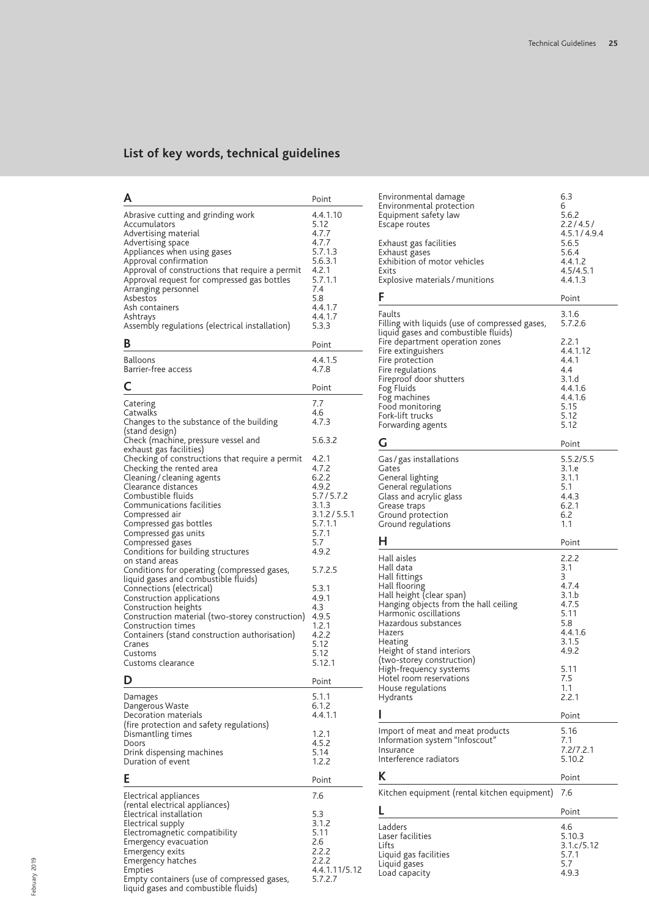# List of key words, technical guidelines

| A | Point |
|---|---|
| Abrasive cutting and grinding work | 4.4.1.10 |
| Accumulators | 5.12 |
| Advertising material | 4.7.7 |
| Advertising space | 4.7.7 |
| Appliances when using gases | 5.7.1.3 |
| Approval confirmation | 5.6.3.1 |
| Approval of constructions that require a permit | 4.2.1 |
| Approval request for compressed gas bottles | 5.7.1.1 |
| Arranging personnel | 7.4 |
| Asbestos | 5.8 |
| Ash containers | 4.4.1.7 |
| Ashtrays | 4.4.1.7 |
| Assembly regulations (electrical installation) | 5.3.3 |

| B | Point |
|---|---|
| Balloons | 4.4.1.5 |
| Barrier-free access | 4.7.8 |

| C | Point |
|---|---|
| Catering | 7.7 |
| Catwalks | 4.6 |
| Changes to the substance of the building (stand design) | 4.7.3 |
| Check (machine, pressure vessel and exhaust gas facilities) | 5.6.3.2 |
| Checking of constructions that require a permit | 4.2.1 |
| Checking the rented area | 4.7.2 |
| Cleaning / cleaning agents | 6.2.2 |
| Clearance distances | 4.9.2 |
| Combustible fluids | 5.7 / 5.7.2 |
| Communications facilities | 3.1.3 |
| Compressed air | 3.1.2 / 5.5.1 |
| Compressed gas bottles | 5.7.1.1 |
| Compressed gas units | 5.7.1 |
| Compressed gases | 5.7 |
| Conditions for building structures on stand areas | 4.9.2 |
| Conditions for operating (compressed gases, liquid gases and combustible fluids) | 5.7.2.5 |
| Connections (electrical) | 5.3.1 |
| Construction applications | 4.9.1 |
| Construction heights | 4.3 |
| Construction material (two-storey construction) | 4.9.5 |
| Construction times | 1.2.1 |
| Containers (stand construction authorisation) | 4.2.2 |
| Cranes | 5.12 |
| Customs | 5.12 |
| Customs clearance | 5.12.1 |

| D | Point |
|---|---|
| Damages | 5.1.1 |
| Dangerous Waste | 6.1.2 |
| Decoration materials (fire protection and safety regulations) | 4.4.1.1 |
| Dismantling times | 1.2.1 |
| Doors | 4.5.2 |
| Drink dispensing machines | 5.14 |
| Duration of event | 1.2.2 |

| E | Point |
|---|---|
| Electrical appliances (rental electrical appliances) | 7.6 |
| Electrical installation | 5.3 |
| Electrical supply | 3.1.2 |
| Electromagnetic compatibility | 5.11 |
| Emergency evacuation | 2.6 |
| Emergency exits | 2.2.2 |
| Emergency hatches | 2.2.2 |
| Empties | 4.4.1.11/5.12 |
| Empty containers (use of compressed gases, liquid gases and combustible fluids) | 5.7.2.7 |
| Environmental damage | 6.3 |
| Environmental protection | 6 |
| Equipment safety law | 5.6.2 |
| Escape routes | 2.2 / 4.5 / 4.5.1 / 4.9.4 |
| Exhaust gas facilities | 5.6.5 |
| Exhaust gases | 5.6.4 |
| Exhibition of motor vehicles | 4.4.1.2 |
| Exits | 4.5/4.5.1 |
| Explosive materials / munitions | 4.4.1.3 |

| F | Point |
|---|---|
| Faults | 3.1.6 |
| Filling with liquids (use of compressed gases, liquid gases and combustible fluids) | 5.7.2.6 |
| Fire department operation zones | 2.2.1 |
| Fire extinguishers | 4.4.1.12 |
| Fire protection | 4.4.1 |
| Fire regulations | 4.4 |
| Fireproof door shutters | 3.1.d |
| Fog Fluids | 4.4.1.6 |
| Fog machines | 4.4.1.6 |
| Food monitoring | 5.15 |
| Fork-lift trucks | 5.12 |
| Forwarding agents | 5.12 |

| G | Point |
|---|---|
| Gas / gas installations | 5.5.2/5.5 |
| Gates | 3.1.e |
| General lighting | 3.1.1 |
| General regulations | 5.1 |
| Glass and acrylic glass | 4.4.3 |
| Grease traps | 6.2.1 |
| Ground protection | 6.2 |
| Ground regulations | 1.1 |

| H | Point |
|---|---|
| Hall aisles | 2.2.2 |
| Hall data | 3.1 |
| Hall fittings | 3 |
| Hall flooring | 4.7.4 |
| Hall height (clear span) | 3.1.b |
| Hanging objects from the hall ceiling | 4.7.5 |
| Harmonic oscillations | 5.11 |
| Hazardous substances | 5.8 |
| Hazers | 4.4.1.6 |
| Heating | 3.1.5 |
| Height of stand interiors (two-storey construction) | 4.9.2 |
| High-frequency systems | 5.11 |
| Hotel room reservations | 7.5 |
| House regulations | 1.1 |
| Hydrants | 2.2.1 |

| I | Point |
|---|---|
| Import of meat and meat products | 5.16 |
| Information system "Infoscout" | 7.1 |
| Insurance | 7.2/7.2.1 |
| Interference radiators | 5.10.2 |

| K | Point |
|---|---|
| Kitchen equipment (rental kitchen equipment) | 7.6 |

| L | Point |
|---|---|
| Ladders | 4.6 |
| Laser facilities | 5.10.3 |
| Lifts | 3.1.c/5.12 |
| Liquid gas facilities | 5.7.1 |
| Liquid gases | 5.7 |
| Load capacity | 4.9.3 |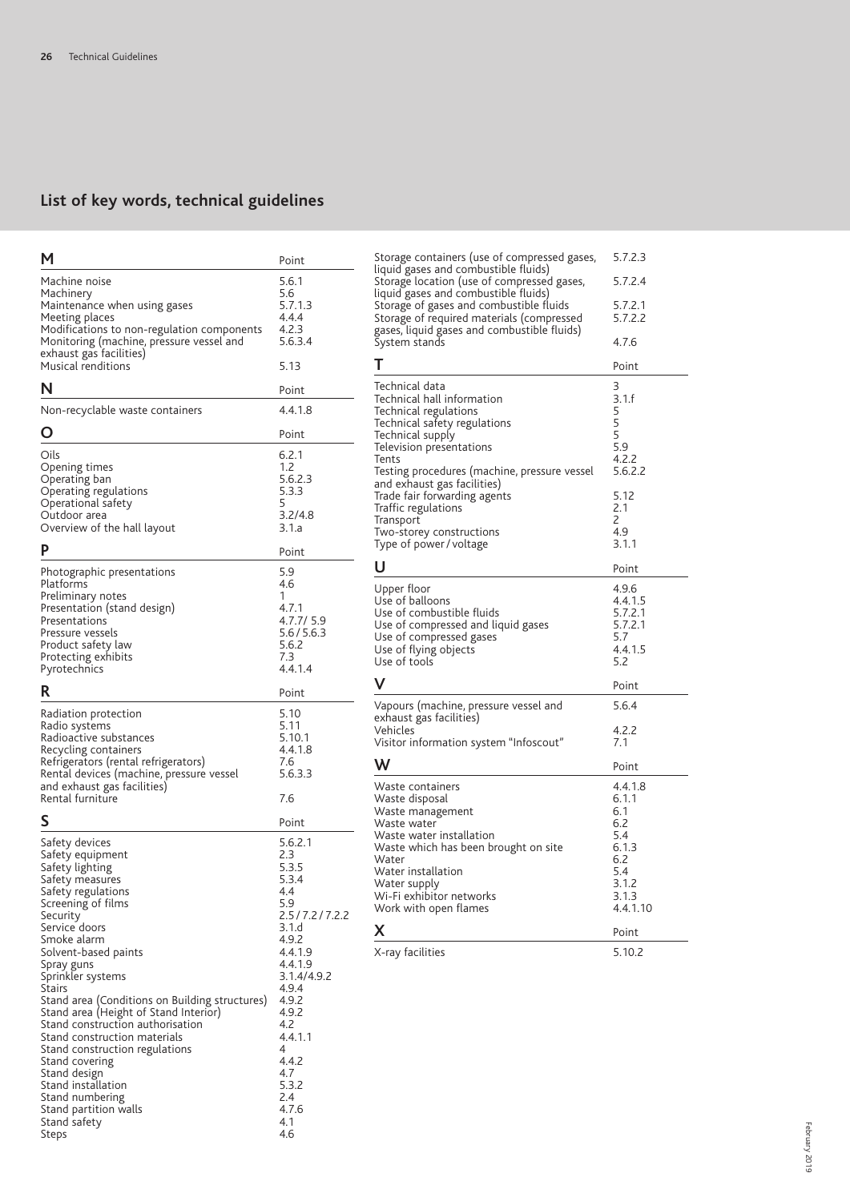## List of key words, technical guidelines

| M | Point |
|---|---|
| Machine noise | 5.6.1 |
| Machinery | 5.6 |
| Maintenance when using gases | 5.7.1.3 |
| Meeting places | 4.4.4 |
| Modifications to non-regulation components | 4.2.3 |
| Monitoring (machine, pressure vessel and exhaust gas facilities) | 5.6.3.4 |
| Musical renditions | 5.13 |

| N | Point |
|---|---|
| Non-recyclable waste containers | 4.4.1.8 |

| O | Point |
|---|---|
| Oils | 6.2.1 |
| Opening times | 1.2 |
| Operating ban | 5.6.2.3 |
| Operating regulations | 5.3.3 |
| Operational safety | 5 |
| Outdoor area | 3.2/4.8 |
| Overview of the hall layout | 3.1.a |

| P | Point |
|---|---|
| Photographic presentations | 5.9 |
| Platforms | 4.6 |
| Preliminary notes | 1 |
| Presentation (stand design) | 4.7.1 |
| Presentations | 4.7.7/ 5.9 |
| Pressure vessels | 5.6 / 5.6.3 |
| Product safety law | 5.6.2 |
| Protecting exhibits | 7.3 |
| Pyrotechnics | 4.4.1.4 |

| R | Point |
|---|---|
| Radiation protection | 5.10 |
| Radio systems | 5.11 |
| Radioactive substances | 5.10.1 |
| Recycling containers | 4.4.1.8 |
| Refrigerators (rental refrigerators) | 7.6 |
| Rental devices (machine, pressure vessel and exhaust gas facilities) | 5.6.3.3 |
| Rental furniture | 7.6 |

| S | Point |
|---|---|
| Safety devices | 5.6.2.1 |
| Safety equipment | 2.3 |
| Safety lighting | 5.3.5 |
| Safety measures | 5.3.4 |
| Safety regulations | 4.4 |
| Screening of films | 5.9 |
| Security | 2.5 / 7.2 / 7.2.2 |
| Service doors | 3.1.d |
| Smoke alarm | 4.9.2 |
| Solvent-based paints | 4.4.1.9 |
| Spray guns | 4.4.1.9 |
| Sprinkler systems | 3.1.4/4.9.2 |
| Stairs | 4.9.4 |
| Stand area (Conditions on Building structures) | 4.9.2 |
| Stand area (Height of Stand Interior) | 4.9.2 |
| Stand construction authorisation | 4.2 |
| Stand construction materials | 4.4.1.1 |
| Stand construction regulations | 4 |
| Stand covering | 4.4.2 |
| Stand design | 4.7 |
| Stand installation | 5.3.2 |
| Stand numbering | 2.4 |
| Stand partition walls | 4.7.6 |
| Stand safety | 4.1 |
| Steps | 4.6 |
| Storage containers (use of compressed gases, liquid gases and combustible fluids) | 5.7.2.3 |
| Storage location (use of compressed gases, liquid gases and combustible fluids) | 5.7.2.4 |
| Storage of gases and combustible fluids | 5.7.2.1 |
| Storage of required materials (compressed gases, liquid gases and combustible fluids) | 5.7.2.2 |
| System stands | 4.7.6 |

| T | Point |
|---|---|
| Technical data | 3 |
| Technical hall information | 3.1.f |
| Technical regulations | 5 |
| Technical safety regulations | 5 |
| Technical supply | 5 |
| Television presentations | 5.9 |
| Tents | 4.2.2 |
| Testing procedures (machine, pressure vessel and exhaust gas facilities) | 5.6.2.2 |
| Trade fair forwarding agents | 5.12 |
| Traffic regulations | 2.1 |
| Transport | 2 |
| Two-storey constructions | 4.9 |
| Type of power / voltage | 3.1.1 |

| U | Point |
|---|---|
| Upper floor | 4.9.6 |
| Use of balloons | 4.4.1.5 |
| Use of combustible fluids | 5.7.2.1 |
| Use of compressed and liquid gases | 5.7.2.1 |
| Use of compressed gases | 5.7 |
| Use of flying objects | 4.4.1.5 |
| Use of tools | 5.2 |

| V | Point |
|---|---|
| Vapours (machine, pressure vessel and exhaust gas facilities) | 5.6.4 |
| Vehicles | 4.2.2 |
| Visitor information system "Infoscout" | 7.1 |

| W | Point |
|---|---|
| Waste containers | 4.4.1.8 |
| Waste disposal | 6.1.1 |
| Waste management | 6.1 |
| Waste water | 6.2 |
| Waste water installation | 5.4 |
| Waste which has been brought on site | 6.1.3 |
| Water | 6.2 |
| Water installation | 5.4 |
| Water supply | 3.1.2 |
| Wi-Fi exhibitor networks | 3.1.3 |
| Work with open flames | 4.4.1.10 |

| X | Point |
|---|---|
| X-ray facilities | 5.10.2 |